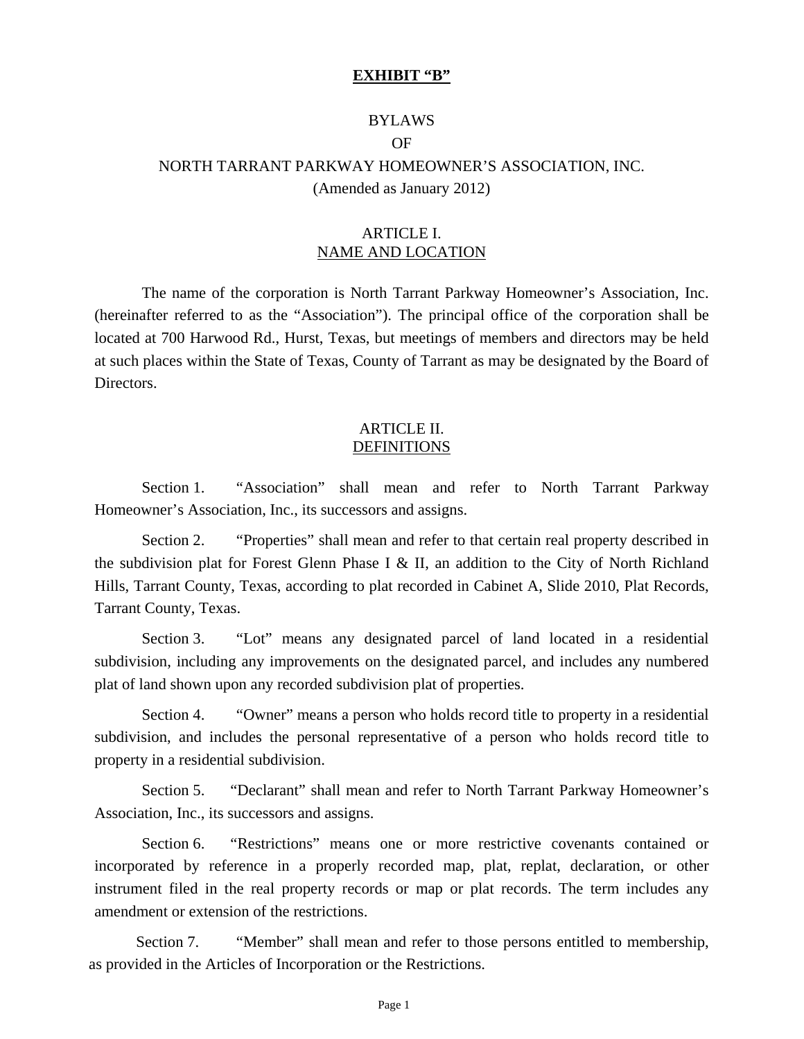**EXHIBIT "B"**

# BYLAWS
# OF
# NORTH TARRANT PARKWAY HOMEOWNER'S ASSOCIATION, INC.

(Amended as January 2012)

## ARTICLE I.
## NAME AND LOCATION

The name of the corporation is North Tarrant Parkway Homeowner's Association, Inc. (hereinafter referred to as the "Association"). The principal office of the corporation shall be located at 700 Harwood Rd., Hurst, Texas, but meetings of members and directors may be held at such places within the State of Texas, County of Tarrant as may be designated by the Board of Directors.

## ARTICLE II.
## DEFINITIONS

Section 1. "Association" shall mean and refer to North Tarrant Parkway Homeowner's Association, Inc., its successors and assigns.

Section 2. "Properties" shall mean and refer to that certain real property described in the subdivision plat for Forest Glenn Phase I & II, an addition to the City of North Richland Hills, Tarrant County, Texas, according to plat recorded in Cabinet A, Slide 2010, Plat Records, Tarrant County, Texas.

Section 3. "Lot" means any designated parcel of land located in a residential subdivision, including any improvements on the designated parcel, and includes any numbered plat of land shown upon any recorded subdivision plat of properties.

Section 4. "Owner" means a person who holds record title to property in a residential subdivision, and includes the personal representative of a person who holds record title to property in a residential subdivision.

Section 5. "Declarant" shall mean and refer to North Tarrant Parkway Homeowner's Association, Inc., its successors and assigns.

Section 6. "Restrictions" means one or more restrictive covenants contained or incorporated by reference in a properly recorded map, plat, replat, declaration, or other instrument filed in the real property records or map or plat records. The term includes any amendment or extension of the restrictions.

Section 7. "Member" shall mean and refer to those persons entitled to membership, as provided in the Articles of Incorporation or the Restrictions.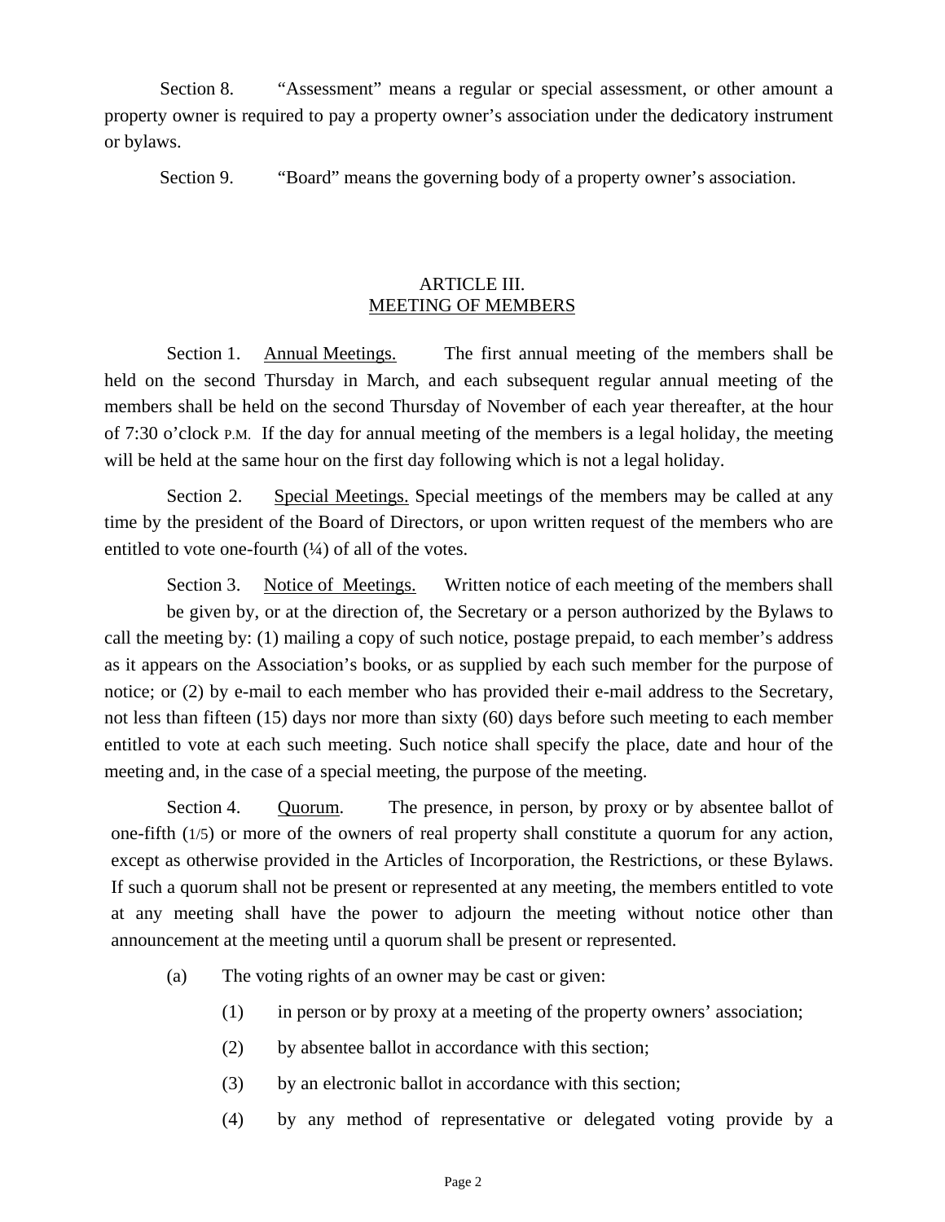Section 8. "Assessment" means a regular or special assessment, or other amount a property owner is required to pay a property owner's association under the dedicatory instrument or bylaws.

Section 9. "Board" means the governing body of a property owner's association.

## ARTICLE III.
## MEETING OF MEMBERS

Section 1. Annual Meetings. The first annual meeting of the members shall be held on the second Thursday in March, and each subsequent regular annual meeting of the members shall be held on the second Thursday of November of each year thereafter, at the hour of 7:30 o'clock P.M. If the day for annual meeting of the members is a legal holiday, the meeting will be held at the same hour on the first day following which is not a legal holiday.

Section 2. Special Meetings. Special meetings of the members may be called at any time by the president of the Board of Directors, or upon written request of the members who are entitled to vote one-fourth (¼) of all of the votes.

Section 3. Notice of Meetings. Written notice of each meeting of the members shall be given by, or at the direction of, the Secretary or a person authorized by the Bylaws to call the meeting by: (1) mailing a copy of such notice, postage prepaid, to each member's address as it appears on the Association's books, or as supplied by each such member for the purpose of notice; or (2) by e-mail to each member who has provided their e-mail address to the Secretary, not less than fifteen (15) days nor more than sixty (60) days before such meeting to each member entitled to vote at each such meeting. Such notice shall specify the place, date and hour of the meeting and, in the case of a special meeting, the purpose of the meeting.

Section 4. Quorum. The presence, in person, by proxy or by absentee ballot of one-fifth (1/5) or more of the owners of real property shall constitute a quorum for any action, except as otherwise provided in the Articles of Incorporation, the Restrictions, or these Bylaws. If such a quorum shall not be present or represented at any meeting, the members entitled to vote at any meeting shall have the power to adjourn the meeting without notice other than announcement at the meeting until a quorum shall be present or represented.

(a) The voting rights of an owner may be cast or given:

(1) in person or by proxy at a meeting of the property owners' association;

(2) by absentee ballot in accordance with this section;

(3) by an electronic ballot in accordance with this section;

(4) by any method of representative or delegated voting provide by a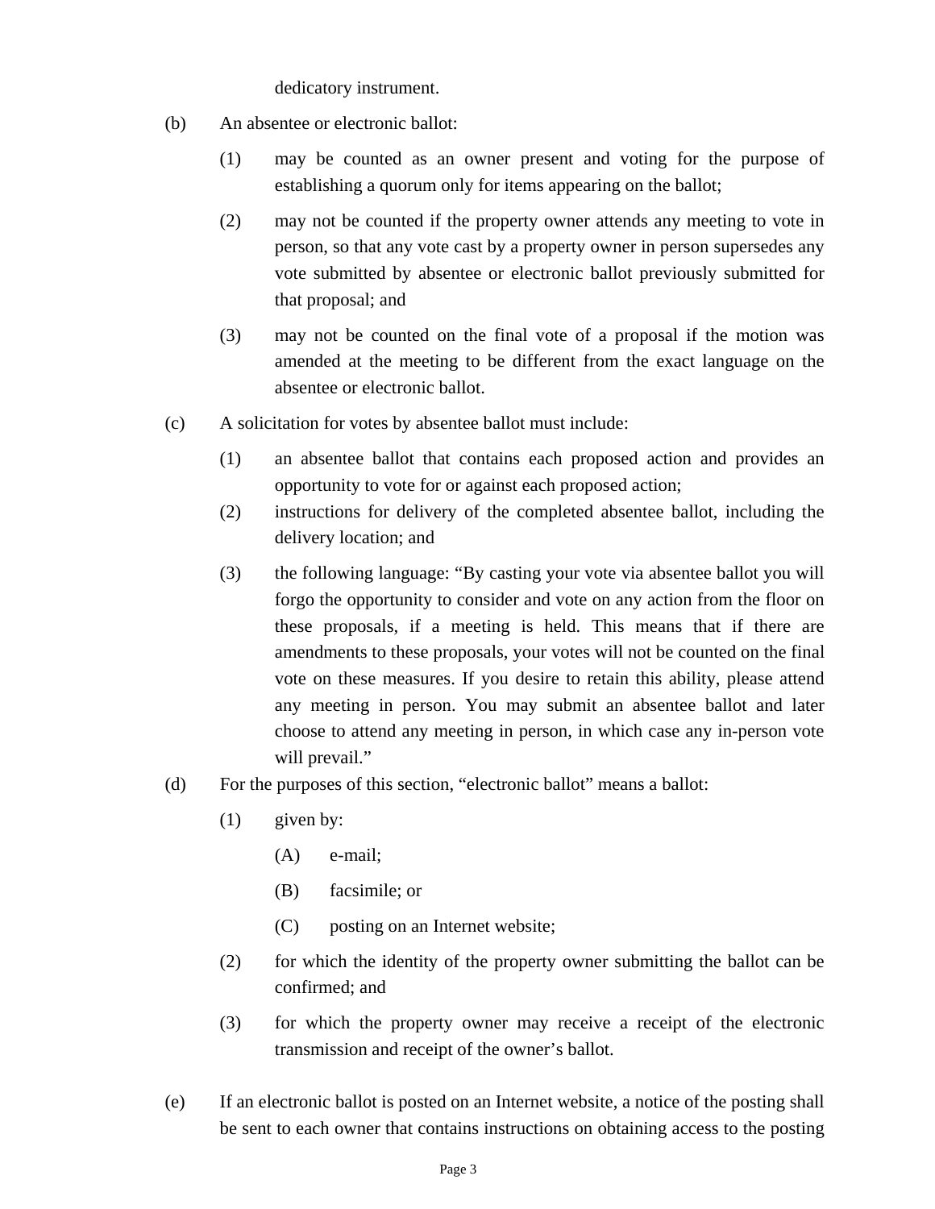dedicatory instrument.

(b) An absentee or electronic ballot:

(1) may be counted as an owner present and voting for the purpose of establishing a quorum only for items appearing on the ballot;

(2) may not be counted if the property owner attends any meeting to vote in person, so that any vote cast by a property owner in person supersedes any vote submitted by absentee or electronic ballot previously submitted for that proposal; and

(3) may not be counted on the final vote of a proposal if the motion was amended at the meeting to be different from the exact language on the absentee or electronic ballot.

(c) A solicitation for votes by absentee ballot must include:

(1) an absentee ballot that contains each proposed action and provides an opportunity to vote for or against each proposed action;

(2) instructions for delivery of the completed absentee ballot, including the delivery location; and

(3) the following language: "By casting your vote via absentee ballot you will forgo the opportunity to consider and vote on any action from the floor on these proposals, if a meeting is held. This means that if there are amendments to these proposals, your votes will not be counted on the final vote on these measures. If you desire to retain this ability, please attend any meeting in person. You may submit an absentee ballot and later choose to attend any meeting in person, in which case any in-person vote will prevail."

(d) For the purposes of this section, "electronic ballot" means a ballot:

(1) given by:

(A) e-mail;

(B) facsimile; or

(C) posting on an Internet website;

(2) for which the identity of the property owner submitting the ballot can be confirmed; and

(3) for which the property owner may receive a receipt of the electronic transmission and receipt of the owner's ballot.

(e) If an electronic ballot is posted on an Internet website, a notice of the posting shall be sent to each owner that contains instructions on obtaining access to the posting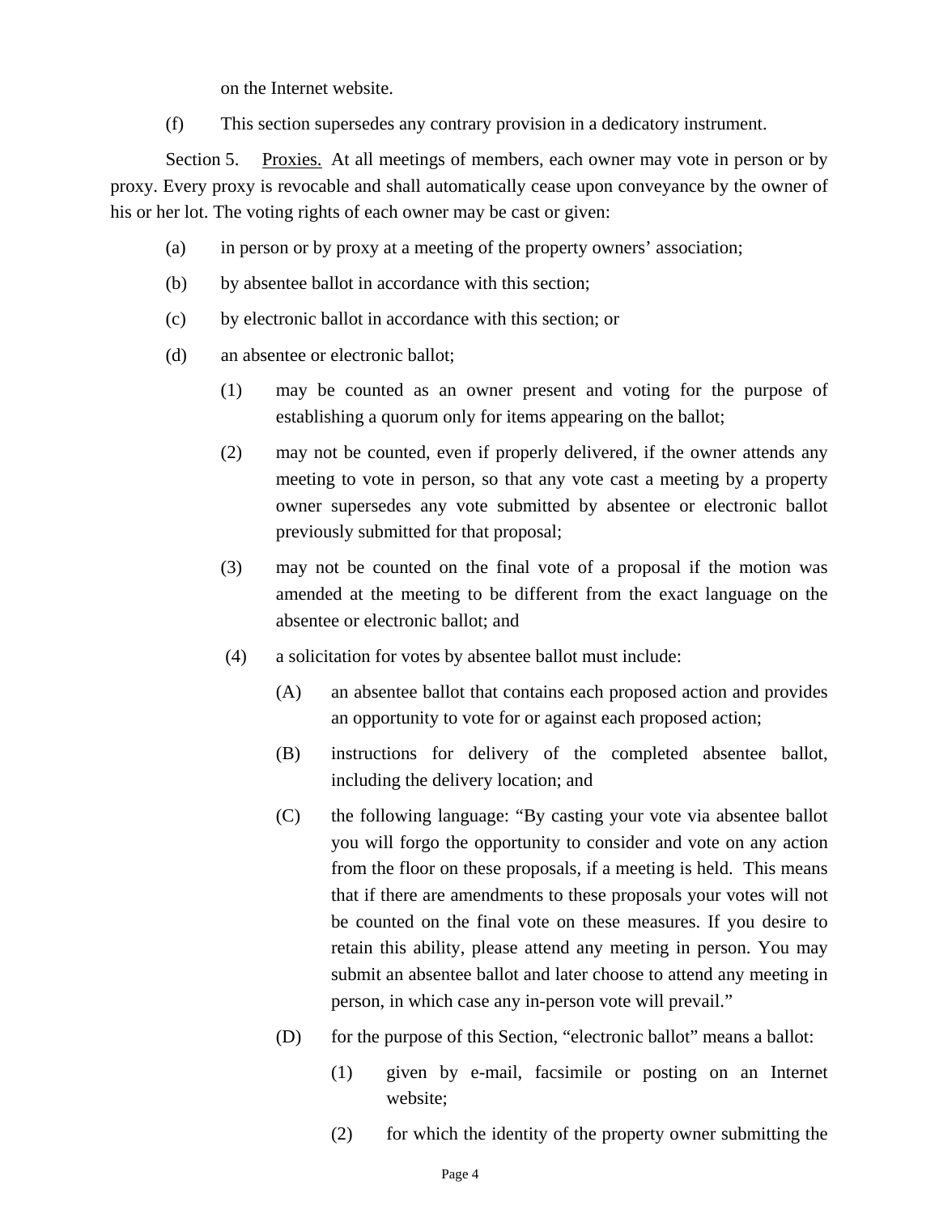on the Internet website.

(f) This section supersedes any contrary provision in a dedicatory instrument.

Section 5. Proxies. At all meetings of members, each owner may vote in person or by proxy. Every proxy is revocable and shall automatically cease upon conveyance by the owner of his or her lot. The voting rights of each owner may be cast or given:

(a) in person or by proxy at a meeting of the property owners' association;

(b) by absentee ballot in accordance with this section;

(c) by electronic ballot in accordance with this section; or

(d) an absentee or electronic ballot;

(1) may be counted as an owner present and voting for the purpose of establishing a quorum only for items appearing on the ballot;

(2) may not be counted, even if properly delivered, if the owner attends any meeting to vote in person, so that any vote cast a meeting by a property owner supersedes any vote submitted by absentee or electronic ballot previously submitted for that proposal;

(3) may not be counted on the final vote of a proposal if the motion was amended at the meeting to be different from the exact language on the absentee or electronic ballot; and

(4) a solicitation for votes by absentee ballot must include:

(A) an absentee ballot that contains each proposed action and provides an opportunity to vote for or against each proposed action;

(B) instructions for delivery of the completed absentee ballot, including the delivery location; and

(C) the following language: "By casting your vote via absentee ballot you will forgo the opportunity to consider and vote on any action from the floor on these proposals, if a meeting is held. This means that if there are amendments to these proposals your votes will not be counted on the final vote on these measures. If you desire to retain this ability, please attend any meeting in person. You may submit an absentee ballot and later choose to attend any meeting in person, in which case any in-person vote will prevail."

(D) for the purpose of this Section, "electronic ballot" means a ballot:

(1) given by e-mail, facsimile or posting on an Internet website;

(2) for which the identity of the property owner submitting the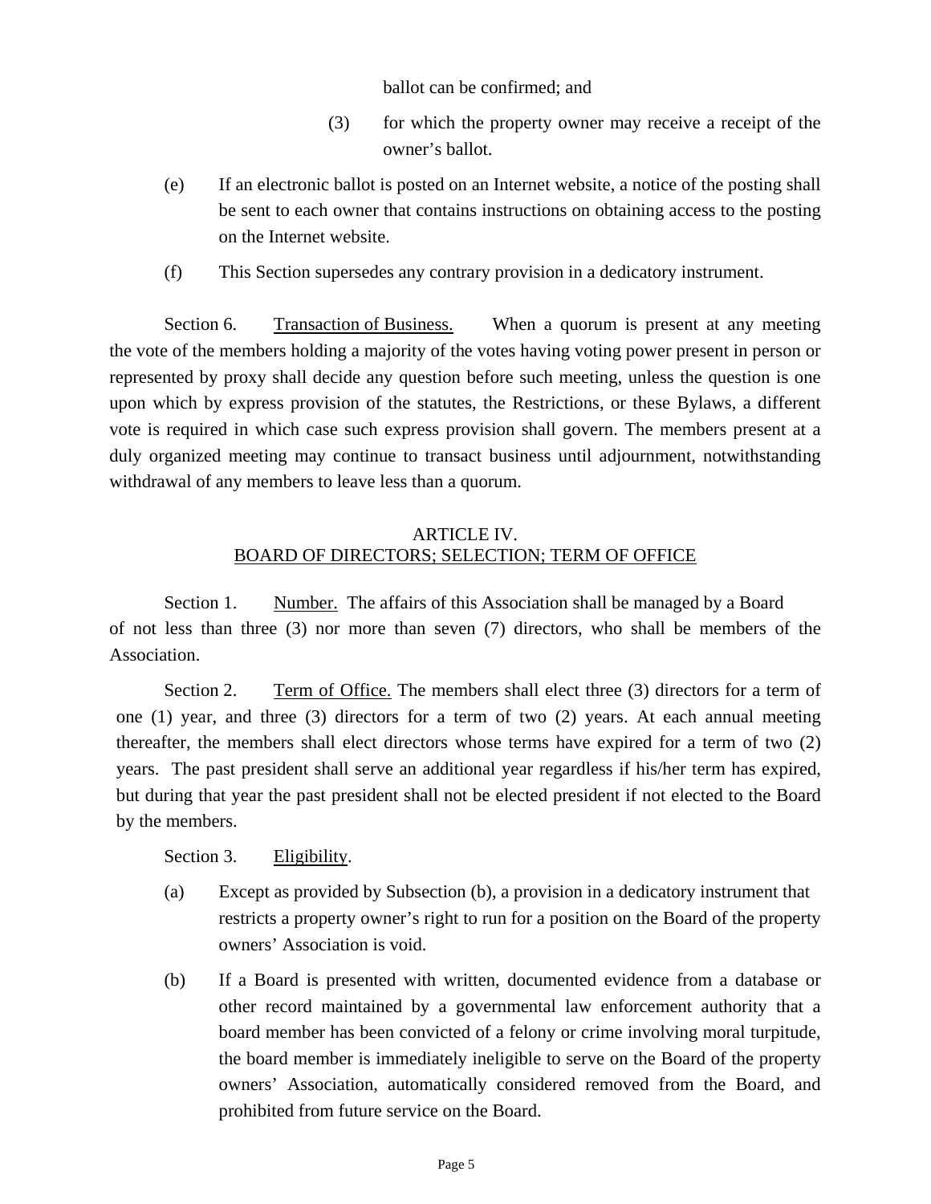ballot can be confirmed; and

(3) for which the property owner may receive a receipt of the owner's ballot.

(e) If an electronic ballot is posted on an Internet website, a notice of the posting shall be sent to each owner that contains instructions on obtaining access to the posting on the Internet website.

(f) This Section supersedes any contrary provision in a dedicatory instrument.

Section 6. Transaction of Business. When a quorum is present at any meeting the vote of the members holding a majority of the votes having voting power present in person or represented by proxy shall decide any question before such meeting, unless the question is one upon which by express provision of the statutes, the Restrictions, or these Bylaws, a different vote is required in which case such express provision shall govern. The members present at a duly organized meeting may continue to transact business until adjournment, notwithstanding withdrawal of any members to leave less than a quorum.

## ARTICLE IV.
## BOARD OF DIRECTORS; SELECTION; TERM OF OFFICE

Section 1. Number. The affairs of this Association shall be managed by a Board of not less than three (3) nor more than seven (7) directors, who shall be members of the Association.

Section 2. Term of Office. The members shall elect three (3) directors for a term of one (1) year, and three (3) directors for a term of two (2) years. At each annual meeting thereafter, the members shall elect directors whose terms have expired for a term of two (2) years. The past president shall serve an additional year regardless if his/her term has expired, but during that year the past president shall not be elected president if not elected to the Board by the members.

Section 3. Eligibility.

(a) Except as provided by Subsection (b), a provision in a dedicatory instrument that restricts a property owner's right to run for a position on the Board of the property owners' Association is void.

(b) If a Board is presented with written, documented evidence from a database or other record maintained by a governmental law enforcement authority that a board member has been convicted of a felony or crime involving moral turpitude, the board member is immediately ineligible to serve on the Board of the property owners' Association, automatically considered removed from the Board, and prohibited from future service on the Board.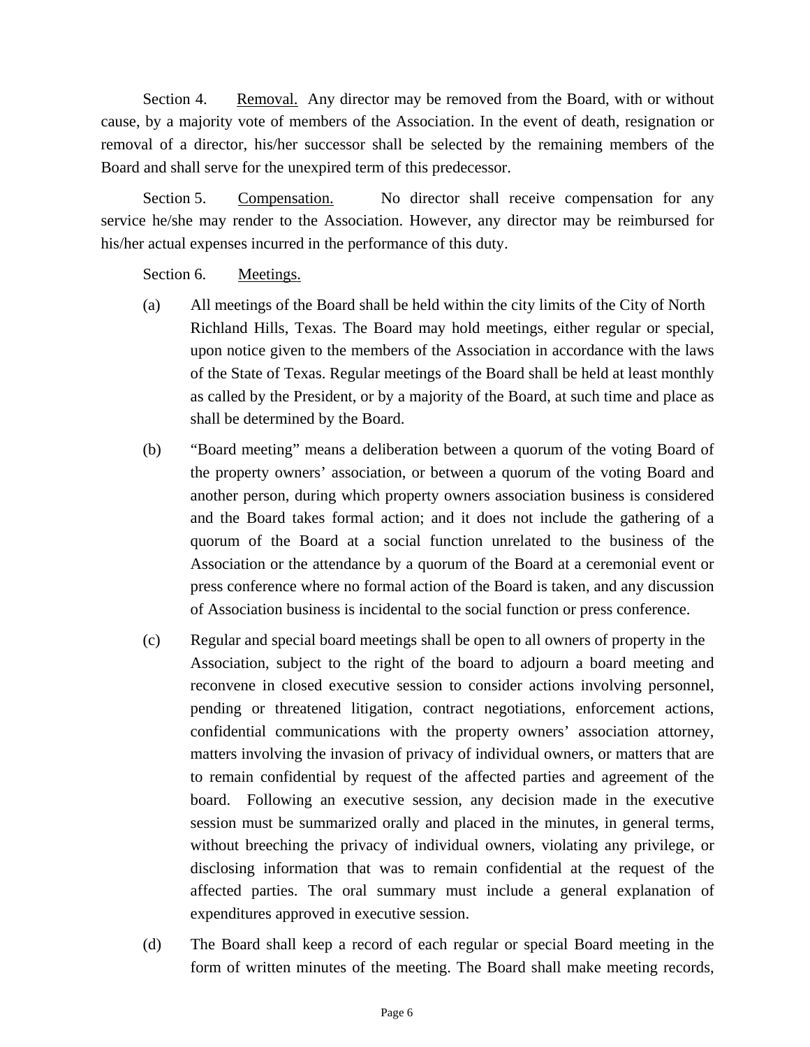Section 4. Removal. Any director may be removed from the Board, with or without cause, by a majority vote of members of the Association. In the event of death, resignation or removal of a director, his/her successor shall be selected by the remaining members of the Board and shall serve for the unexpired term of this predecessor.

Section 5. Compensation. No director shall receive compensation for any service he/she may render to the Association. However, any director may be reimbursed for his/her actual expenses incurred in the performance of this duty.

Section 6. Meetings.

(a) All meetings of the Board shall be held within the city limits of the City of North Richland Hills, Texas. The Board may hold meetings, either regular or special, upon notice given to the members of the Association in accordance with the laws of the State of Texas. Regular meetings of the Board shall be held at least monthly as called by the President, or by a majority of the Board, at such time and place as shall be determined by the Board.

(b) "Board meeting" means a deliberation between a quorum of the voting Board of the property owners' association, or between a quorum of the voting Board and another person, during which property owners association business is considered and the Board takes formal action; and it does not include the gathering of a quorum of the Board at a social function unrelated to the business of the Association or the attendance by a quorum of the Board at a ceremonial event or press conference where no formal action of the Board is taken, and any discussion of Association business is incidental to the social function or press conference.

(c) Regular and special board meetings shall be open to all owners of property in the Association, subject to the right of the board to adjourn a board meeting and reconvene in closed executive session to consider actions involving personnel, pending or threatened litigation, contract negotiations, enforcement actions, confidential communications with the property owners' association attorney, matters involving the invasion of privacy of individual owners, or matters that are to remain confidential by request of the affected parties and agreement of the board. Following an executive session, any decision made in the executive session must be summarized orally and placed in the minutes, in general terms, without breeching the privacy of individual owners, violating any privilege, or disclosing information that was to remain confidential at the request of the affected parties. The oral summary must include a general explanation of expenditures approved in executive session.

(d) The Board shall keep a record of each regular or special Board meeting in the form of written minutes of the meeting. The Board shall make meeting records,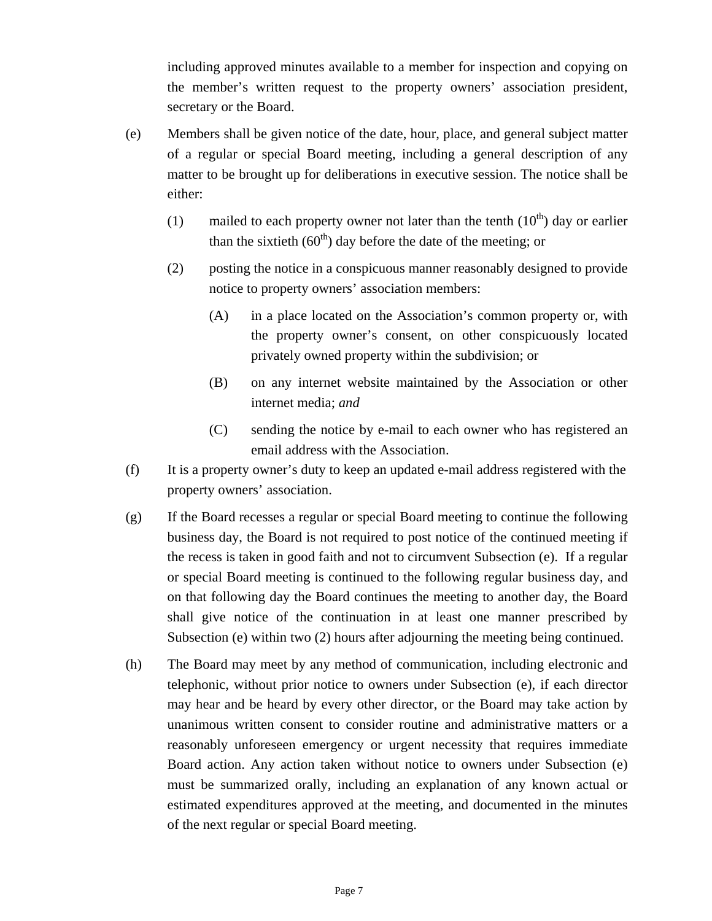including approved minutes available to a member for inspection and copying on the member's written request to the property owners' association president, secretary or the Board.

(e) Members shall be given notice of the date, hour, place, and general subject matter of a regular or special Board meeting, including a general description of any matter to be brought up for deliberations in executive session. The notice shall be either:

(1) mailed to each property owner not later than the tenth (10th) day or earlier than the sixtieth (60th) day before the date of the meeting; or

(2) posting the notice in a conspicuous manner reasonably designed to provide notice to property owners' association members:

(A) in a place located on the Association's common property or, with the property owner's consent, on other conspicuously located privately owned property within the subdivision; or

(B) on any internet website maintained by the Association or other internet media; *and*

(C) sending the notice by e-mail to each owner who has registered an email address with the Association.

(f) It is a property owner's duty to keep an updated e-mail address registered with the property owners' association.

(g) If the Board recesses a regular or special Board meeting to continue the following business day, the Board is not required to post notice of the continued meeting if the recess is taken in good faith and not to circumvent Subsection (e). If a regular or special Board meeting is continued to the following regular business day, and on that following day the Board continues the meeting to another day, the Board shall give notice of the continuation in at least one manner prescribed by Subsection (e) within two (2) hours after adjourning the meeting being continued.

(h) The Board may meet by any method of communication, including electronic and telephonic, without prior notice to owners under Subsection (e), if each director may hear and be heard by every other director, or the Board may take action by unanimous written consent to consider routine and administrative matters or a reasonably unforeseen emergency or urgent necessity that requires immediate Board action. Any action taken without notice to owners under Subsection (e) must be summarized orally, including an explanation of any known actual or estimated expenditures approved at the meeting, and documented in the minutes of the next regular or special Board meeting.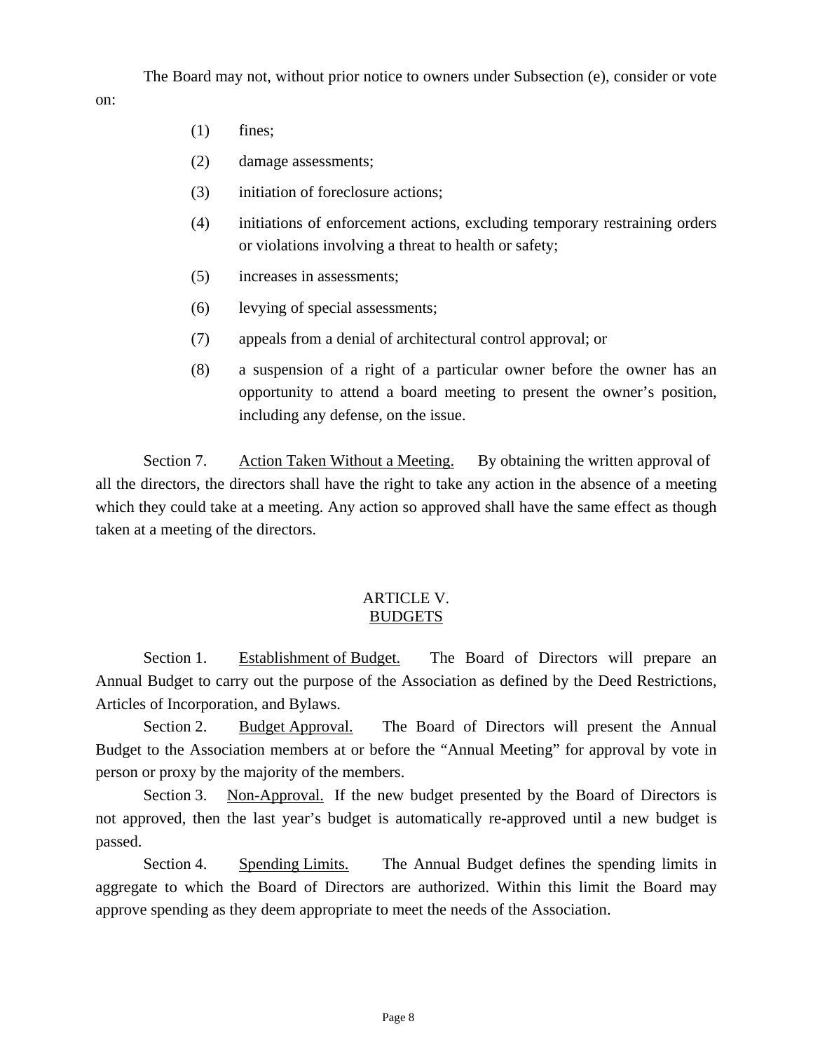The Board may not, without prior notice to owners under Subsection (e), consider or vote on:

(1) fines;

(2) damage assessments;

(3) initiation of foreclosure actions;

(4) initiations of enforcement actions, excluding temporary restraining orders or violations involving a threat to health or safety;

(5) increases in assessments;

(6) levying of special assessments;

(7) appeals from a denial of architectural control approval; or

(8) a suspension of a right of a particular owner before the owner has an opportunity to attend a board meeting to present the owner's position, including any defense, on the issue.

Section 7. Action Taken Without a Meeting. By obtaining the written approval of all the directors, the directors shall have the right to take any action in the absence of a meeting which they could take at a meeting. Any action so approved shall have the same effect as though taken at a meeting of the directors.

## ARTICLE V.
## BUDGETS

Section 1. Establishment of Budget. The Board of Directors will prepare an Annual Budget to carry out the purpose of the Association as defined by the Deed Restrictions, Articles of Incorporation, and Bylaws.

Section 2. Budget Approval. The Board of Directors will present the Annual Budget to the Association members at or before the "Annual Meeting" for approval by vote in person or proxy by the majority of the members.

Section 3. Non-Approval. If the new budget presented by the Board of Directors is not approved, then the last year's budget is automatically re-approved until a new budget is passed.

Section 4. Spending Limits. The Annual Budget defines the spending limits in aggregate to which the Board of Directors are authorized. Within this limit the Board may approve spending as they deem appropriate to meet the needs of the Association.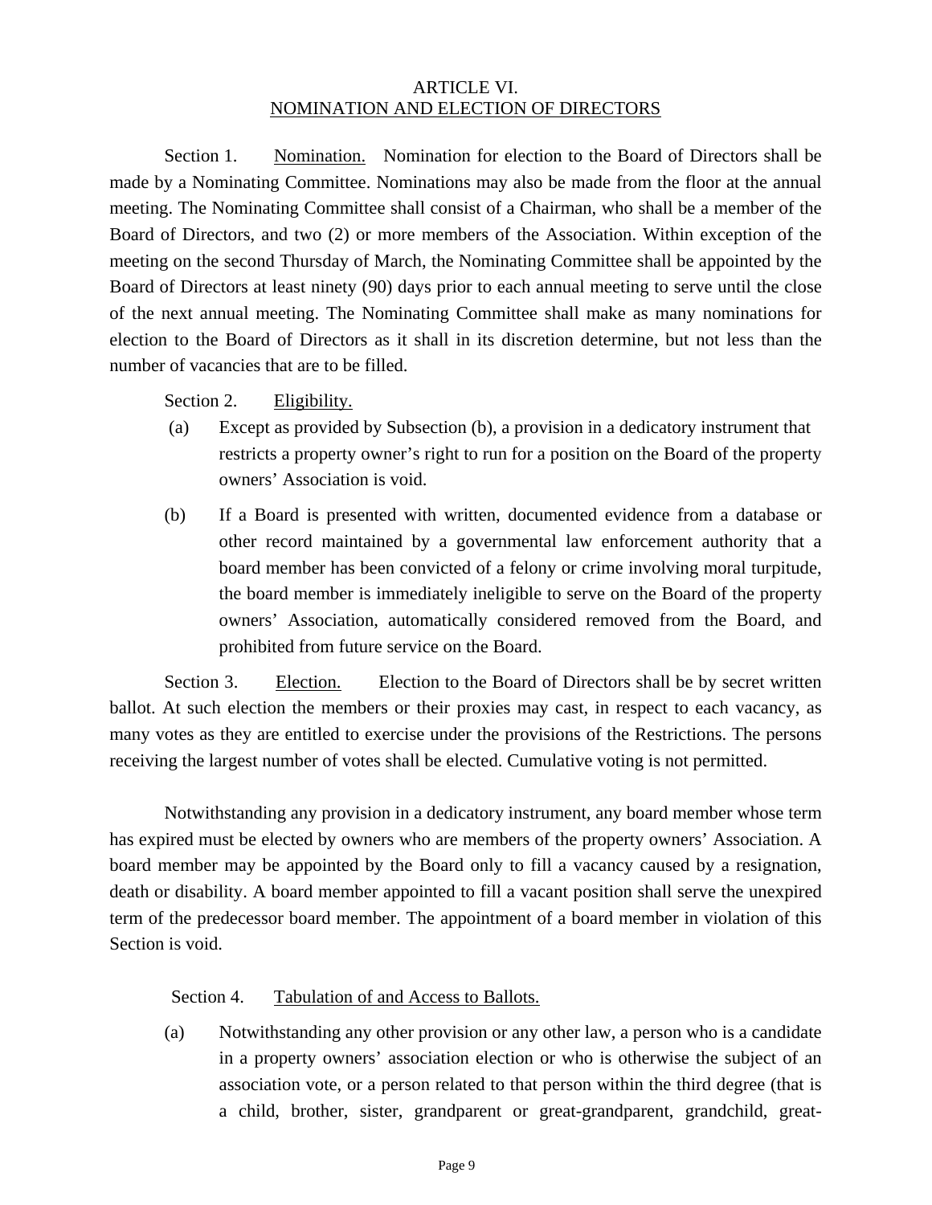# ARTICLE VI.
## NOMINATION AND ELECTION OF DIRECTORS

Section 1. Nomination. Nomination for election to the Board of Directors shall be made by a Nominating Committee. Nominations may also be made from the floor at the annual meeting. The Nominating Committee shall consist of a Chairman, who shall be a member of the Board of Directors, and two (2) or more members of the Association. Within exception of the meeting on the second Thursday of March, the Nominating Committee shall be appointed by the Board of Directors at least ninety (90) days prior to each annual meeting to serve until the close of the next annual meeting. The Nominating Committee shall make as many nominations for election to the Board of Directors as it shall in its discretion determine, but not less than the number of vacancies that are to be filled.

Section 2. Eligibility.

(a) Except as provided by Subsection (b), a provision in a dedicatory instrument that restricts a property owner's right to run for a position on the Board of the property owners' Association is void.

(b) If a Board is presented with written, documented evidence from a database or other record maintained by a governmental law enforcement authority that a board member has been convicted of a felony or crime involving moral turpitude, the board member is immediately ineligible to serve on the Board of the property owners' Association, automatically considered removed from the Board, and prohibited from future service on the Board.

Section 3. Election. Election to the Board of Directors shall be by secret written ballot. At such election the members or their proxies may cast, in respect to each vacancy, as many votes as they are entitled to exercise under the provisions of the Restrictions. The persons receiving the largest number of votes shall be elected. Cumulative voting is not permitted.

Notwithstanding any provision in a dedicatory instrument, any board member whose term has expired must be elected by owners who are members of the property owners' Association. A board member may be appointed by the Board only to fill a vacancy caused by a resignation, death or disability. A board member appointed to fill a vacant position shall serve the unexpired term of the predecessor board member. The appointment of a board member in violation of this Section is void.

Section 4. Tabulation of and Access to Ballots.

(a) Notwithstanding any other provision or any other law, a person who is a candidate in a property owners' association election or who is otherwise the subject of an association vote, or a person related to that person within the third degree (that is a child, brother, sister, grandparent or great-grandparent, grandchild, great-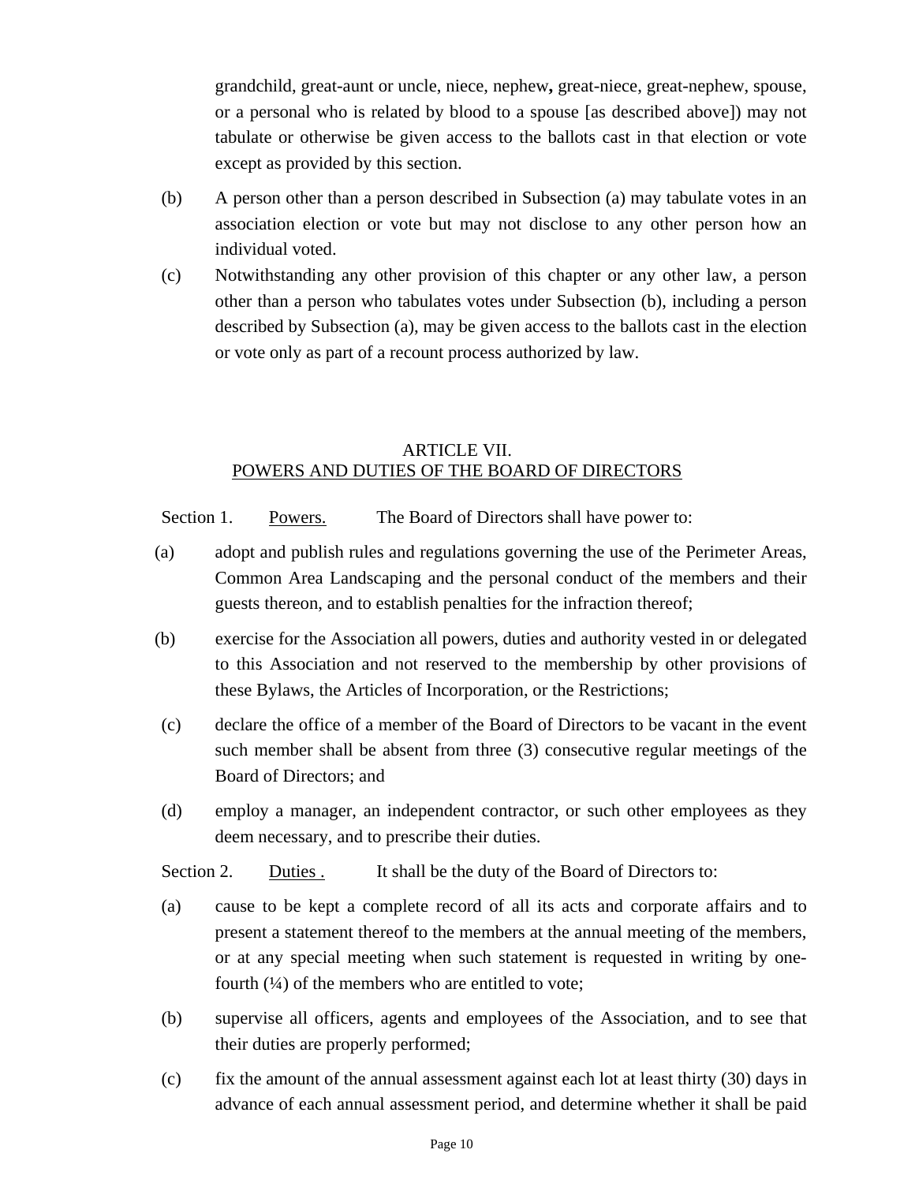grandchild, great-aunt or uncle, niece, nephew**,** great-niece, great-nephew, spouse, or a personal who is related by blood to a spouse [as described above]) may not tabulate or otherwise be given access to the ballots cast in that election or vote except as provided by this section.

(b) A person other than a person described in Subsection (a) may tabulate votes in an association election or vote but may not disclose to any other person how an individual voted.

(c) Notwithstanding any other provision of this chapter or any other law, a person other than a person who tabulates votes under Subsection (b), including a person described by Subsection (a), may be given access to the ballots cast in the election or vote only as part of a recount process authorized by law.

## ARTICLE VII.
## POWERS AND DUTIES OF THE BOARD OF DIRECTORS

Section 1. Powers. The Board of Directors shall have power to:

(a) adopt and publish rules and regulations governing the use of the Perimeter Areas, Common Area Landscaping and the personal conduct of the members and their guests thereon, and to establish penalties for the infraction thereof;

(b) exercise for the Association all powers, duties and authority vested in or delegated to this Association and not reserved to the membership by other provisions of these Bylaws, the Articles of Incorporation, or the Restrictions;

(c) declare the office of a member of the Board of Directors to be vacant in the event such member shall be absent from three (3) consecutive regular meetings of the Board of Directors; and

(d) employ a manager, an independent contractor, or such other employees as they deem necessary, and to prescribe their duties.

Section 2. Duties . It shall be the duty of the Board of Directors to:

(a) cause to be kept a complete record of all its acts and corporate affairs and to present a statement thereof to the members at the annual meeting of the members, or at any special meeting when such statement is requested in writing by one-fourth (¼) of the members who are entitled to vote;

(b) supervise all officers, agents and employees of the Association, and to see that their duties are properly performed;

(c) fix the amount of the annual assessment against each lot at least thirty (30) days in advance of each annual assessment period, and determine whether it shall be paid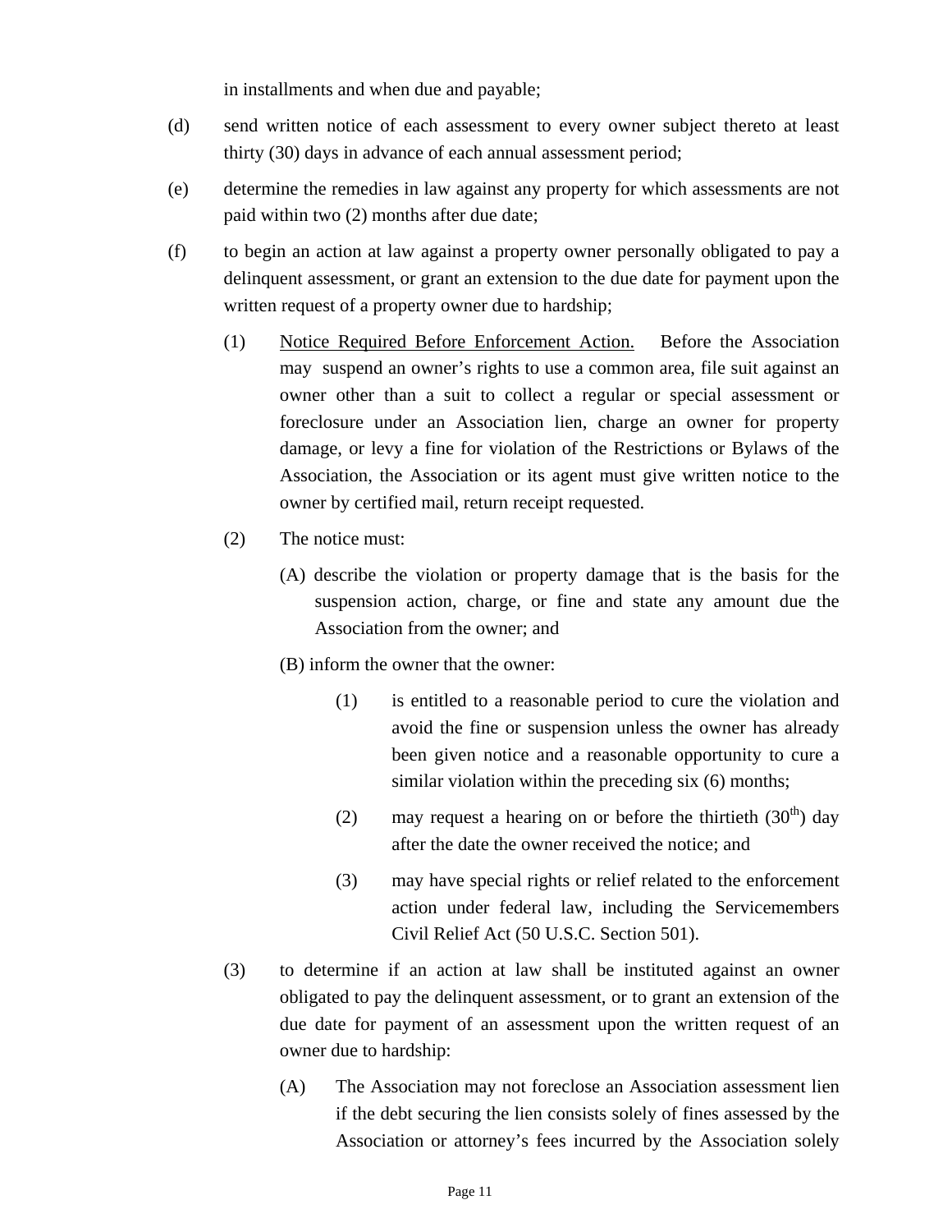in installments and when due and payable;

(d) send written notice of each assessment to every owner subject thereto at least thirty (30) days in advance of each annual assessment period;

(e) determine the remedies in law against any property for which assessments are not paid within two (2) months after due date;

(f) to begin an action at law against a property owner personally obligated to pay a delinquent assessment, or grant an extension to the due date for payment upon the written request of a property owner due to hardship;

(1) <u>Notice Required Before Enforcement Action.</u> Before the Association may suspend an owner's rights to use a common area, file suit against an owner other than a suit to collect a regular or special assessment or foreclosure under an Association lien, charge an owner for property damage, or levy a fine for violation of the Restrictions or Bylaws of the Association, the Association or its agent must give written notice to the owner by certified mail, return receipt requested.

(2) The notice must:

(A) describe the violation or property damage that is the basis for the suspension action, charge, or fine and state any amount due the Association from the owner; and

(B) inform the owner that the owner:

(1) is entitled to a reasonable period to cure the violation and avoid the fine or suspension unless the owner has already been given notice and a reasonable opportunity to cure a similar violation within the preceding six (6) months;

(2) may request a hearing on or before the thirtieth (30th) day after the date the owner received the notice; and

(3) may have special rights or relief related to the enforcement action under federal law, including the Servicemembers Civil Relief Act (50 U.S.C. Section 501).

(3) to determine if an action at law shall be instituted against an owner obligated to pay the delinquent assessment, or to grant an extension of the due date for payment of an assessment upon the written request of an owner due to hardship:

(A) The Association may not foreclose an Association assessment lien if the debt securing the lien consists solely of fines assessed by the Association or attorney's fees incurred by the Association solely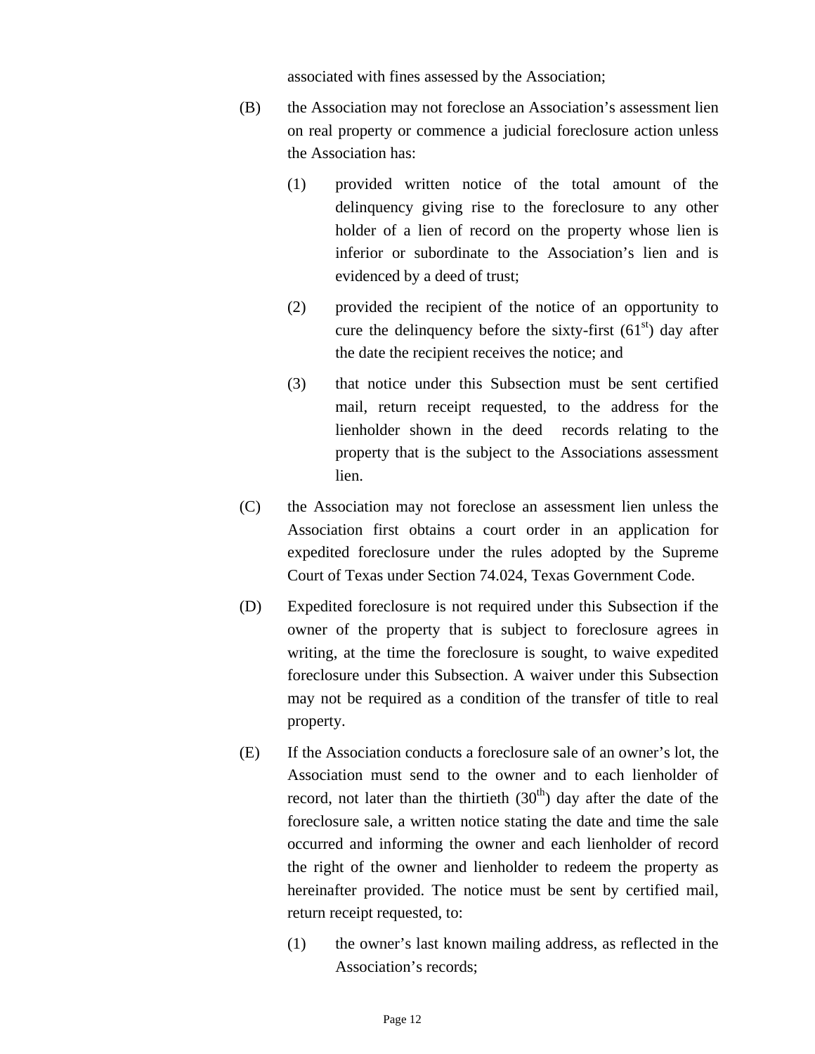associated with fines assessed by the Association;

(B) the Association may not foreclose an Association's assessment lien on real property or commence a judicial foreclosure action unless the Association has:

   (1) provided written notice of the total amount of the delinquency giving rise to the foreclosure to any other holder of a lien of record on the property whose lien is inferior or subordinate to the Association's lien and is evidenced by a deed of trust;

   (2) provided the recipient of the notice of an opportunity to cure the delinquency before the sixty-first (61st) day after the date the recipient receives the notice; and

   (3) that notice under this Subsection must be sent certified mail, return receipt requested, to the address for the lienholder shown in the deed records relating to the property that is the subject to the Associations assessment lien.

(C) the Association may not foreclose an assessment lien unless the Association first obtains a court order in an application for expedited foreclosure under the rules adopted by the Supreme Court of Texas under Section 74.024, Texas Government Code.

(D) Expedited foreclosure is not required under this Subsection if the owner of the property that is subject to foreclosure agrees in writing, at the time the foreclosure is sought, to waive expedited foreclosure under this Subsection. A waiver under this Subsection may not be required as a condition of the transfer of title to real property.

(E) If the Association conducts a foreclosure sale of an owner's lot, the Association must send to the owner and to each lienholder of record, not later than the thirtieth (30th) day after the date of the foreclosure sale, a written notice stating the date and time the sale occurred and informing the owner and each lienholder of record the right of the owner and lienholder to redeem the property as hereinafter provided. The notice must be sent by certified mail, return receipt requested, to:

   (1) the owner's last known mailing address, as reflected in the Association's records;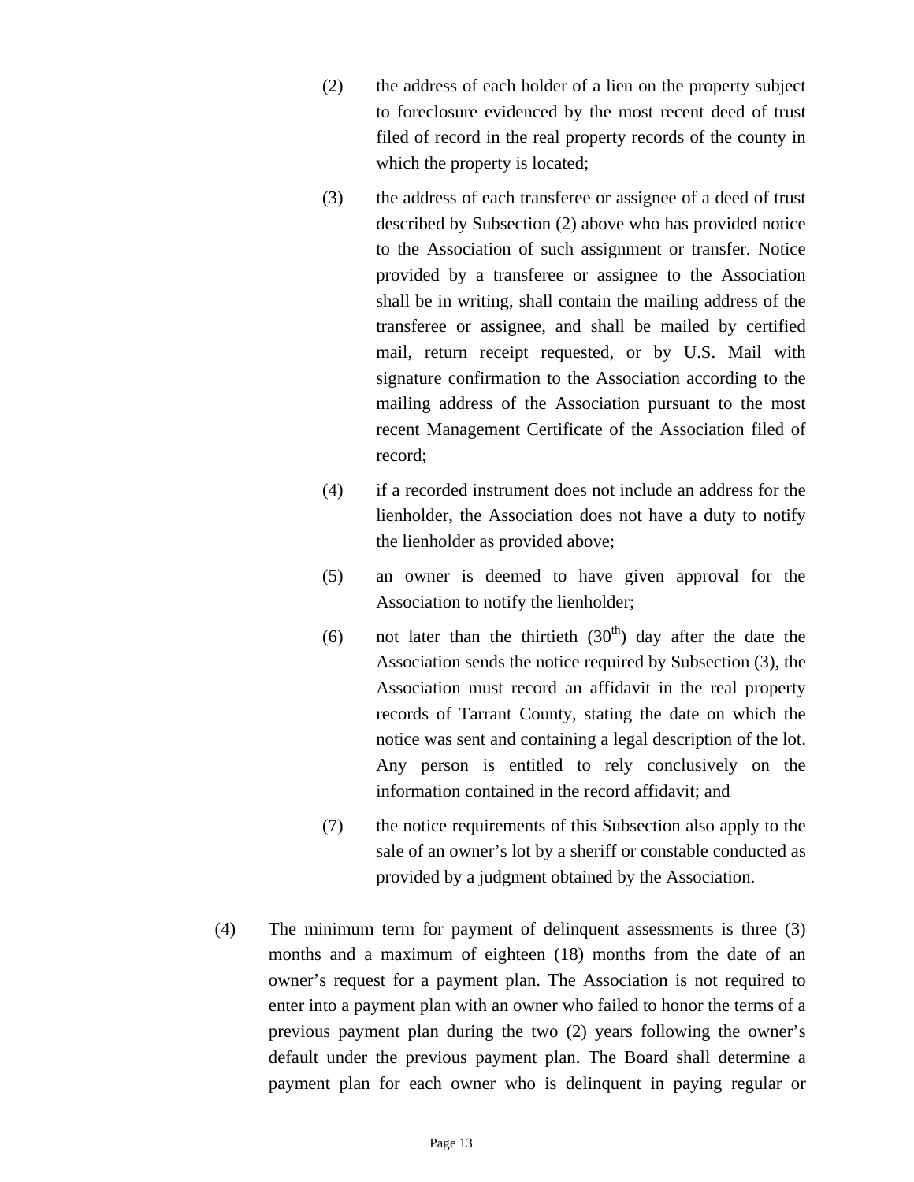(2) the address of each holder of a lien on the property subject to foreclosure evidenced by the most recent deed of trust filed of record in the real property records of the county in which the property is located;

(3) the address of each transferee or assignee of a deed of trust described by Subsection (2) above who has provided notice to the Association of such assignment or transfer. Notice provided by a transferee or assignee to the Association shall be in writing, shall contain the mailing address of the transferee or assignee, and shall be mailed by certified mail, return receipt requested, or by U.S. Mail with signature confirmation to the Association according to the mailing address of the Association pursuant to the most recent Management Certificate of the Association filed of record;

(4) if a recorded instrument does not include an address for the lienholder, the Association does not have a duty to notify the lienholder as provided above;

(5) an owner is deemed to have given approval for the Association to notify the lienholder;

(6) not later than the thirtieth (30th) day after the date the Association sends the notice required by Subsection (3), the Association must record an affidavit in the real property records of Tarrant County, stating the date on which the notice was sent and containing a legal description of the lot. Any person is entitled to rely conclusively on the information contained in the record affidavit; and

(7) the notice requirements of this Subsection also apply to the sale of an owner's lot by a sheriff or constable conducted as provided by a judgment obtained by the Association.

(4) The minimum term for payment of delinquent assessments is three (3) months and a maximum of eighteen (18) months from the date of an owner's request for a payment plan. The Association is not required to enter into a payment plan with an owner who failed to honor the terms of a previous payment plan during the two (2) years following the owner's default under the previous payment plan. The Board shall determine a payment plan for each owner who is delinquent in paying regular or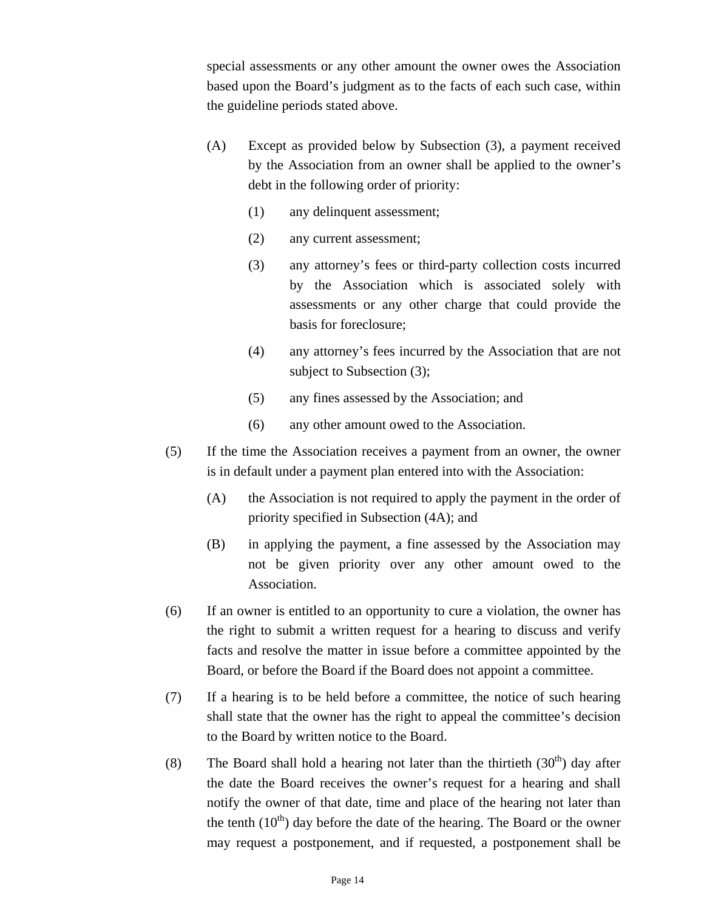special assessments or any other amount the owner owes the Association based upon the Board's judgment as to the facts of each such case, within the guideline periods stated above.

(A) Except as provided below by Subsection (3), a payment received by the Association from an owner shall be applied to the owner's debt in the following order of priority:

(1) any delinquent assessment;

(2) any current assessment;

(3) any attorney's fees or third-party collection costs incurred by the Association which is associated solely with assessments or any other charge that could provide the basis for foreclosure;

(4) any attorney's fees incurred by the Association that are not subject to Subsection (3);

(5) any fines assessed by the Association; and

(6) any other amount owed to the Association.

(5) If the time the Association receives a payment from an owner, the owner is in default under a payment plan entered into with the Association:

(A) the Association is not required to apply the payment in the order of priority specified in Subsection (4A); and

(B) in applying the payment, a fine assessed by the Association may not be given priority over any other amount owed to the Association.

(6) If an owner is entitled to an opportunity to cure a violation, the owner has the right to submit a written request for a hearing to discuss and verify facts and resolve the matter in issue before a committee appointed by the Board, or before the Board if the Board does not appoint a committee.

(7) If a hearing is to be held before a committee, the notice of such hearing shall state that the owner has the right to appeal the committee's decision to the Board by written notice to the Board.

(8) The Board shall hold a hearing not later than the thirtieth (30th) day after the date the Board receives the owner's request for a hearing and shall notify the owner of that date, time and place of the hearing not later than the tenth (10th) day before the date of the hearing. The Board or the owner may request a postponement, and if requested, a postponement shall be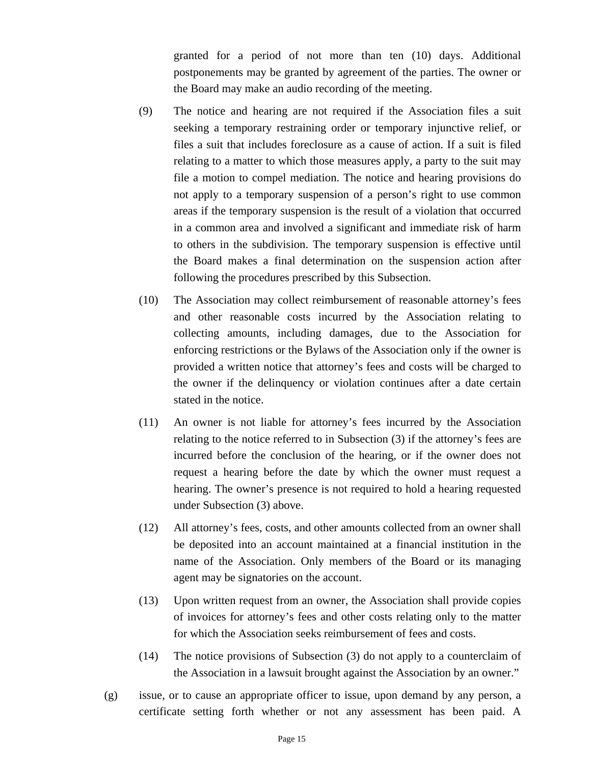granted for a period of not more than ten (10) days. Additional postponements may be granted by agreement of the parties. The owner or the Board may make an audio recording of the meeting.

(9) The notice and hearing are not required if the Association files a suit seeking a temporary restraining order or temporary injunctive relief, or files a suit that includes foreclosure as a cause of action. If a suit is filed relating to a matter to which those measures apply, a party to the suit may file a motion to compel mediation. The notice and hearing provisions do not apply to a temporary suspension of a person's right to use common areas if the temporary suspension is the result of a violation that occurred in a common area and involved a significant and immediate risk of harm to others in the subdivision. The temporary suspension is effective until the Board makes a final determination on the suspension action after following the procedures prescribed by this Subsection.

(10) The Association may collect reimbursement of reasonable attorney's fees and other reasonable costs incurred by the Association relating to collecting amounts, including damages, due to the Association for enforcing restrictions or the Bylaws of the Association only if the owner is provided a written notice that attorney's fees and costs will be charged to the owner if the delinquency or violation continues after a date certain stated in the notice.

(11) An owner is not liable for attorney's fees incurred by the Association relating to the notice referred to in Subsection (3) if the attorney's fees are incurred before the conclusion of the hearing, or if the owner does not request a hearing before the date by which the owner must request a hearing. The owner's presence is not required to hold a hearing requested under Subsection (3) above.

(12) All attorney's fees, costs, and other amounts collected from an owner shall be deposited into an account maintained at a financial institution in the name of the Association. Only members of the Board or its managing agent may be signatories on the account.

(13) Upon written request from an owner, the Association shall provide copies of invoices for attorney's fees and other costs relating only to the matter for which the Association seeks reimbursement of fees and costs.

(14) The notice provisions of Subsection (3) do not apply to a counterclaim of the Association in a lawsuit brought against the Association by an owner."

(g) issue, or to cause an appropriate officer to issue, upon demand by any person, a certificate setting forth whether or not any assessment has been paid. A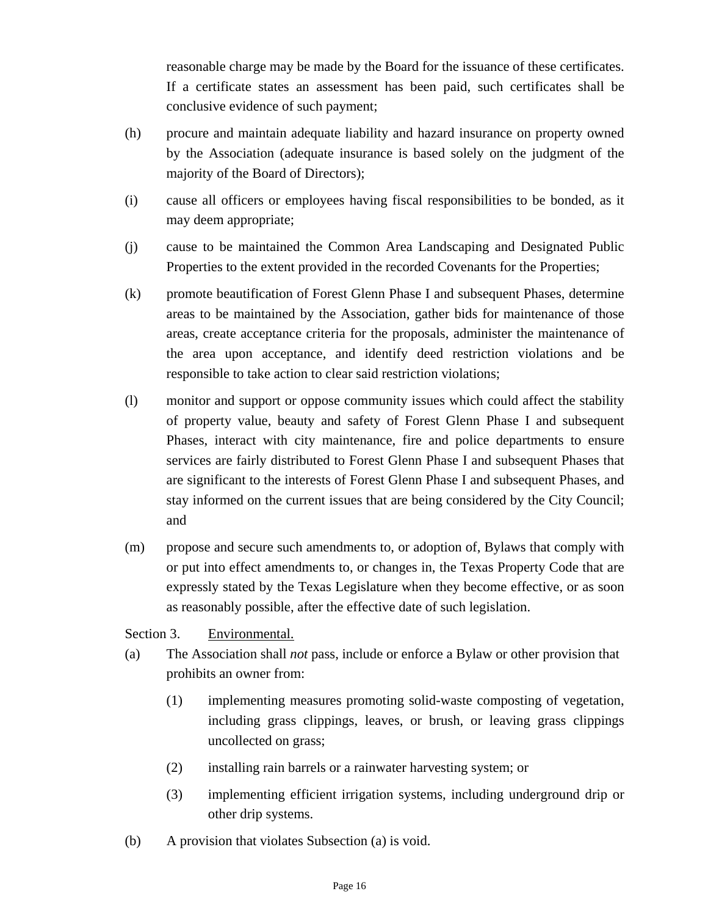reasonable charge may be made by the Board for the issuance of these certificates. If a certificate states an assessment has been paid, such certificates shall be conclusive evidence of such payment;

(h) procure and maintain adequate liability and hazard insurance on property owned by the Association (adequate insurance is based solely on the judgment of the majority of the Board of Directors);

(i) cause all officers or employees having fiscal responsibilities to be bonded, as it may deem appropriate;

(j) cause to be maintained the Common Area Landscaping and Designated Public Properties to the extent provided in the recorded Covenants for the Properties;

(k) promote beautification of Forest Glenn Phase I and subsequent Phases, determine areas to be maintained by the Association, gather bids for maintenance of those areas, create acceptance criteria for the proposals, administer the maintenance of the area upon acceptance, and identify deed restriction violations and be responsible to take action to clear said restriction violations;

(l) monitor and support or oppose community issues which could affect the stability of property value, beauty and safety of Forest Glenn Phase I and subsequent Phases, interact with city maintenance, fire and police departments to ensure services are fairly distributed to Forest Glenn Phase I and subsequent Phases that are significant to the interests of Forest Glenn Phase I and subsequent Phases, and stay informed on the current issues that are being considered by the City Council; and

(m) propose and secure such amendments to, or adoption of, Bylaws that comply with or put into effect amendments to, or changes in, the Texas Property Code that are expressly stated by the Texas Legislature when they become effective, or as soon as reasonably possible, after the effective date of such legislation.

Section 3. Environmental.

(a) The Association shall *not* pass, include or enforce a Bylaw or other provision that prohibits an owner from:

(1) implementing measures promoting solid-waste composting of vegetation, including grass clippings, leaves, or brush, or leaving grass clippings uncollected on grass;

(2) installing rain barrels or a rainwater harvesting system; or

(3) implementing efficient irrigation systems, including underground drip or other drip systems.

(b) A provision that violates Subsection (a) is void.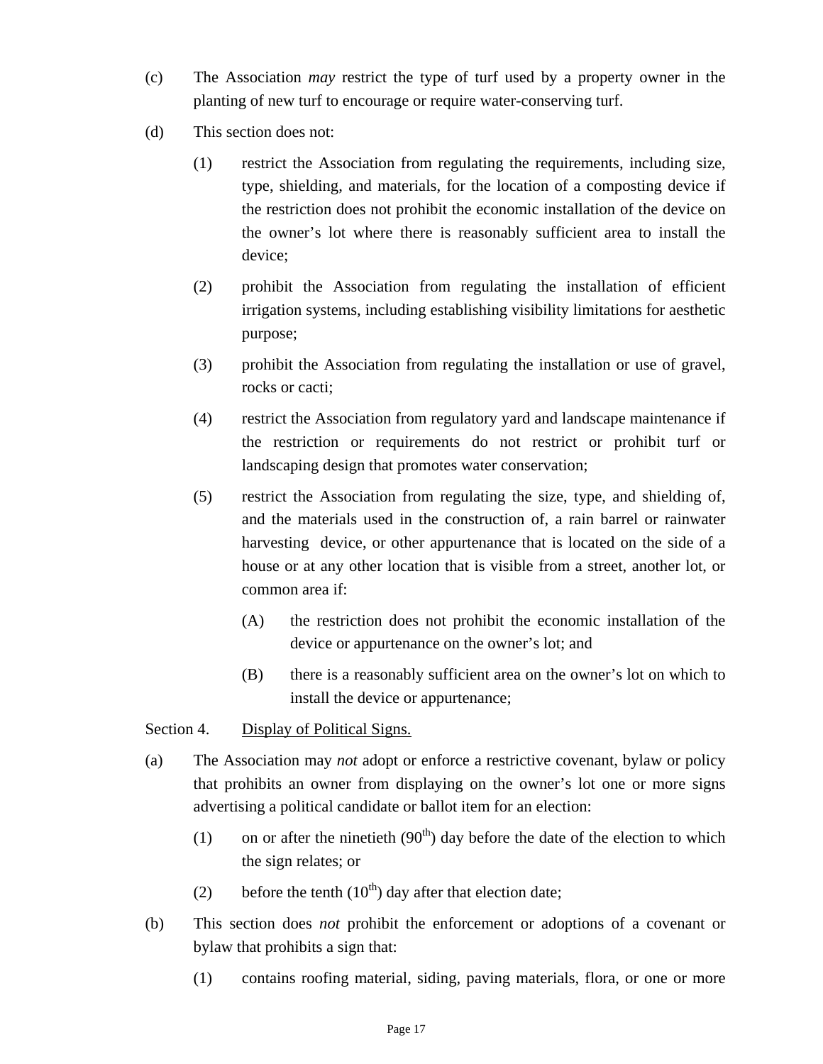(c) The Association *may* restrict the type of turf used by a property owner in the planting of new turf to encourage or require water-conserving turf.

(d) This section does not:

(1) restrict the Association from regulating the requirements, including size, type, shielding, and materials, for the location of a composting device if the restriction does not prohibit the economic installation of the device on the owner's lot where there is reasonably sufficient area to install the device;

(2) prohibit the Association from regulating the installation of efficient irrigation systems, including establishing visibility limitations for aesthetic purpose;

(3) prohibit the Association from regulating the installation or use of gravel, rocks or cacti;

(4) restrict the Association from regulatory yard and landscape maintenance if the restriction or requirements do not restrict or prohibit turf or landscaping design that promotes water conservation;

(5) restrict the Association from regulating the size, type, and shielding of, and the materials used in the construction of, a rain barrel or rainwater harvesting device, or other appurtenance that is located on the side of a house or at any other location that is visible from a street, another lot, or common area if:

(A) the restriction does not prohibit the economic installation of the device or appurtenance on the owner's lot; and

(B) there is a reasonably sufficient area on the owner's lot on which to install the device or appurtenance;

Section 4. <u>Display of Political Signs.</u>

(a) The Association may *not* adopt or enforce a restrictive covenant, bylaw or policy that prohibits an owner from displaying on the owner's lot one or more signs advertising a political candidate or ballot item for an election:

(1) on or after the ninetieth (90th) day before the date of the election to which the sign relates; or

(2) before the tenth (10th) day after that election date;

(b) This section does *not* prohibit the enforcement or adoptions of a covenant or bylaw that prohibits a sign that:

(1) contains roofing material, siding, paving materials, flora, or one or more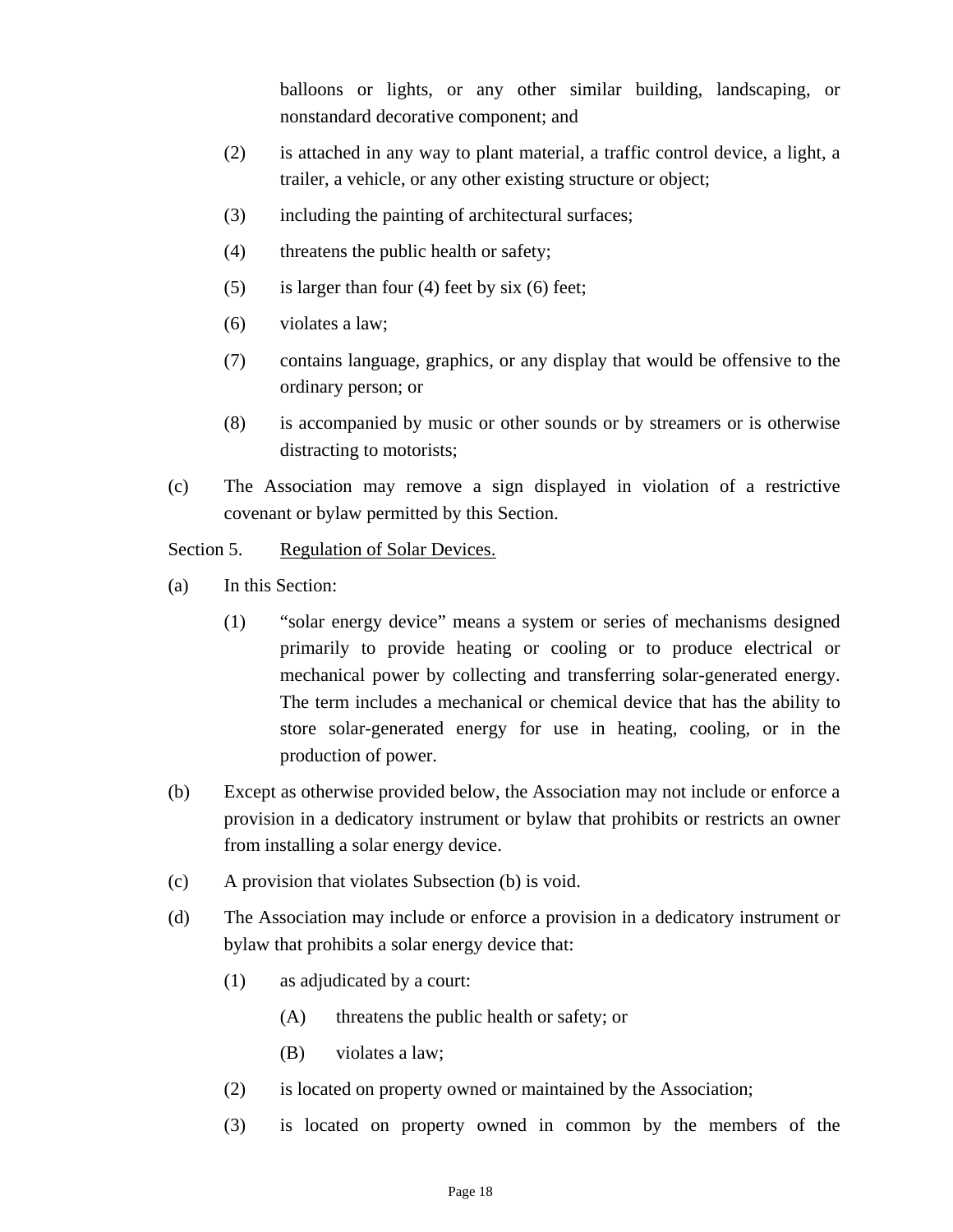balloons or lights, or any other similar building, landscaping, or nonstandard decorative component; and

(2) is attached in any way to plant material, a traffic control device, a light, a trailer, a vehicle, or any other existing structure or object;

(3) including the painting of architectural surfaces;

(4) threatens the public health or safety;

(5) is larger than four (4) feet by six (6) feet;

(6) violates a law;

(7) contains language, graphics, or any display that would be offensive to the ordinary person; or

(8) is accompanied by music or other sounds or by streamers or is otherwise distracting to motorists;

(c) The Association may remove a sign displayed in violation of a restrictive covenant or bylaw permitted by this Section.

Section 5. <u>Regulation of Solar Devices.</u>

(a) In this Section:

(1) "solar energy device" means a system or series of mechanisms designed primarily to provide heating or cooling or to produce electrical or mechanical power by collecting and transferring solar-generated energy. The term includes a mechanical or chemical device that has the ability to store solar-generated energy for use in heating, cooling, or in the production of power.

(b) Except as otherwise provided below, the Association may not include or enforce a provision in a dedicatory instrument or bylaw that prohibits or restricts an owner from installing a solar energy device.

(c) A provision that violates Subsection (b) is void.

(d) The Association may include or enforce a provision in a dedicatory instrument or bylaw that prohibits a solar energy device that:

(1) as adjudicated by a court:

(A) threatens the public health or safety; or

(B) violates a law;

(2) is located on property owned or maintained by the Association;

(3) is located on property owned in common by the members of the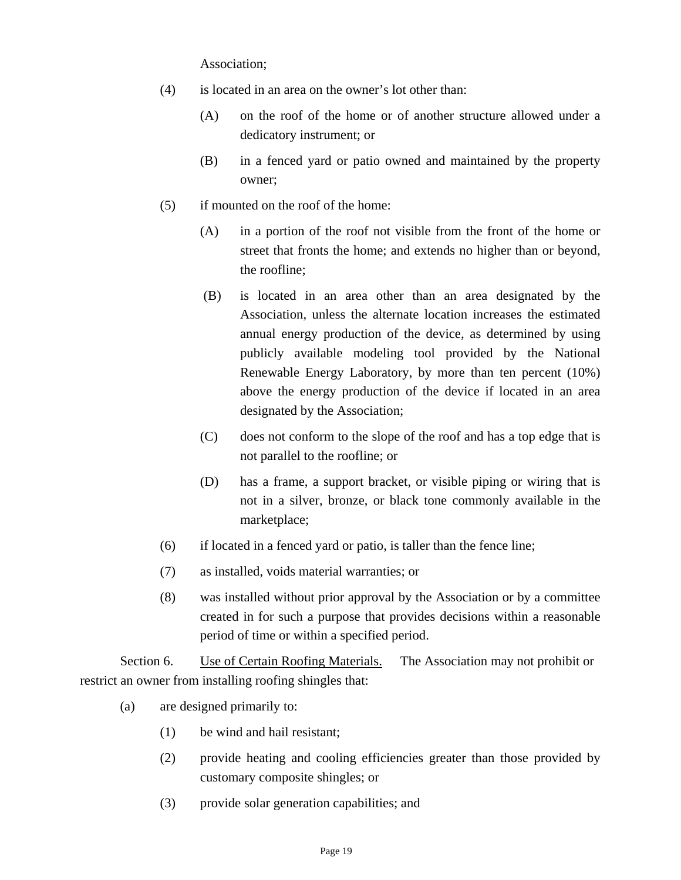Association;

(4) is located in an area on the owner's lot other than:

(A) on the roof of the home or of another structure allowed under a dedicatory instrument; or

(B) in a fenced yard or patio owned and maintained by the property owner;

(5) if mounted on the roof of the home:

(A) in a portion of the roof not visible from the front of the home or street that fronts the home; and extends no higher than or beyond, the roofline;

(B) is located in an area other than an area designated by the Association, unless the alternate location increases the estimated annual energy production of the device, as determined by using publicly available modeling tool provided by the National Renewable Energy Laboratory, by more than ten percent (10%) above the energy production of the device if located in an area designated by the Association;

(C) does not conform to the slope of the roof and has a top edge that is not parallel to the roofline; or

(D) has a frame, a support bracket, or visible piping or wiring that is not in a silver, bronze, or black tone commonly available in the marketplace;

(6) if located in a fenced yard or patio, is taller than the fence line;

(7) as installed, voids material warranties; or

(8) was installed without prior approval by the Association or by a committee created in for such a purpose that provides decisions within a reasonable period of time or within a specified period.

Section 6. Use of Certain Roofing Materials. The Association may not prohibit or restrict an owner from installing roofing shingles that:

(a) are designed primarily to:

(1) be wind and hail resistant;

(2) provide heating and cooling efficiencies greater than those provided by customary composite shingles; or

(3) provide solar generation capabilities; and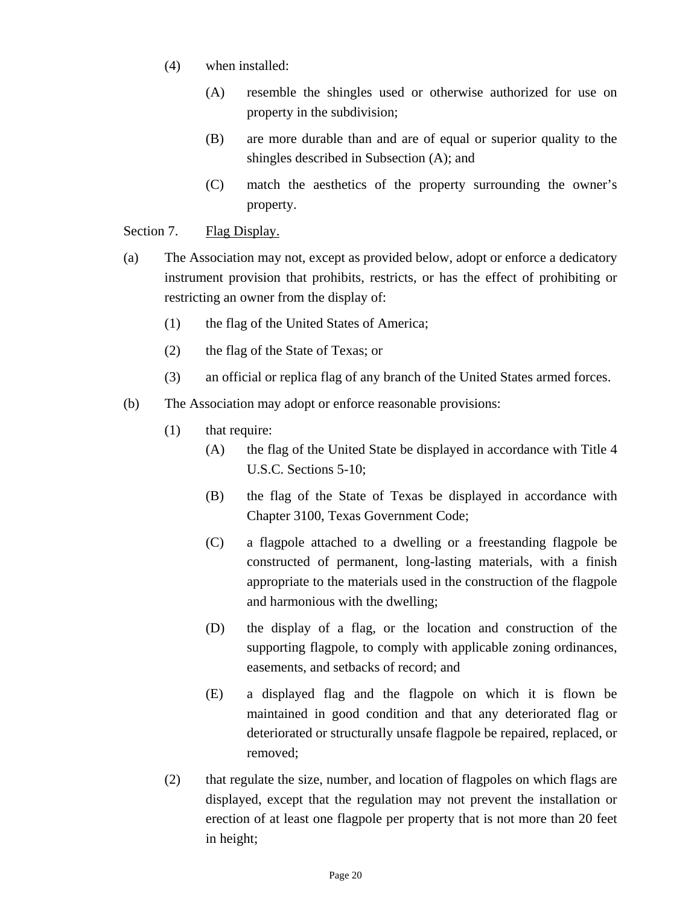(4) when installed:

(A) resemble the shingles used or otherwise authorized for use on property in the subdivision;

(B) are more durable than and are of equal or superior quality to the shingles described in Subsection (A); and

(C) match the aesthetics of the property surrounding the owner's property.

Section 7. <u>Flag Display.</u>

(a) The Association may not, except as provided below, adopt or enforce a dedicatory instrument provision that prohibits, restricts, or has the effect of prohibiting or restricting an owner from the display of:

(1) the flag of the United States of America;

(2) the flag of the State of Texas; or

(3) an official or replica flag of any branch of the United States armed forces.

(b) The Association may adopt or enforce reasonable provisions:

(1) that require:

(A) the flag of the United State be displayed in accordance with Title 4 U.S.C. Sections 5-10;

(B) the flag of the State of Texas be displayed in accordance with Chapter 3100, Texas Government Code;

(C) a flagpole attached to a dwelling or a freestanding flagpole be constructed of permanent, long-lasting materials, with a finish appropriate to the materials used in the construction of the flagpole and harmonious with the dwelling;

(D) the display of a flag, or the location and construction of the supporting flagpole, to comply with applicable zoning ordinances, easements, and setbacks of record; and

(E) a displayed flag and the flagpole on which it is flown be maintained in good condition and that any deteriorated flag or deteriorated or structurally unsafe flagpole be repaired, replaced, or removed;

(2) that regulate the size, number, and location of flagpoles on which flags are displayed, except that the regulation may not prevent the installation or erection of at least one flagpole per property that is not more than 20 feet in height;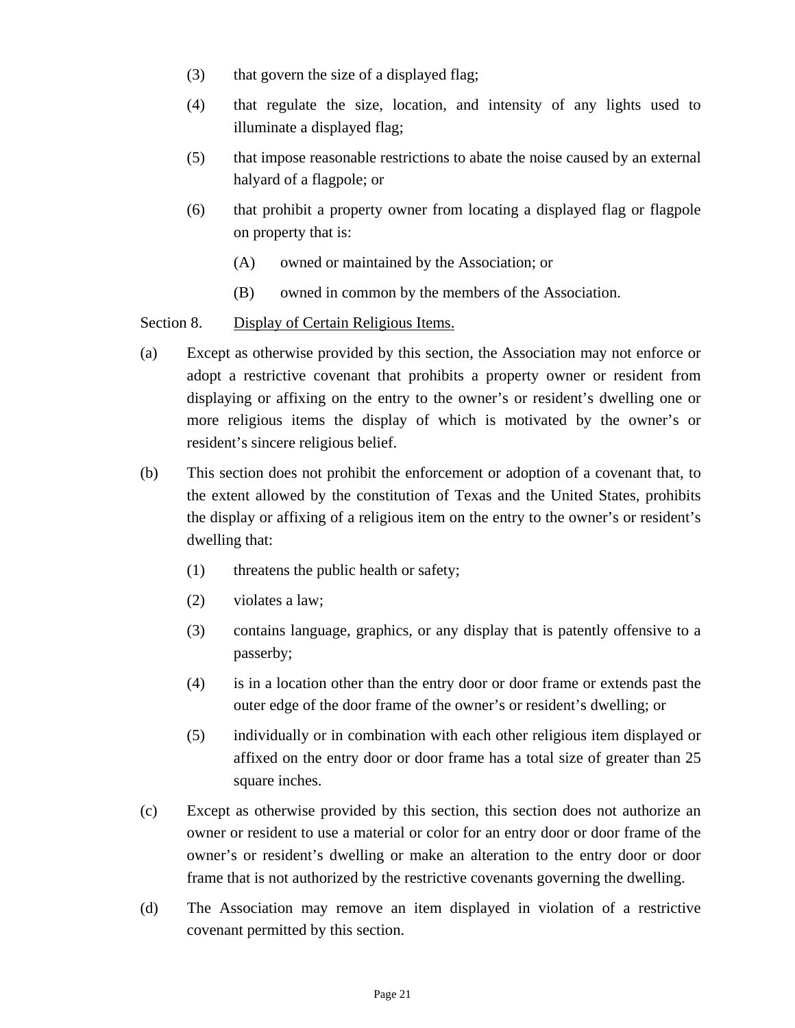(3) that govern the size of a displayed flag;

(4) that regulate the size, location, and intensity of any lights used to illuminate a displayed flag;

(5) that impose reasonable restrictions to abate the noise caused by an external halyard of a flagpole; or

(6) that prohibit a property owner from locating a displayed flag or flagpole on property that is:

(A) owned or maintained by the Association; or

(B) owned in common by the members of the Association.

Section 8. Display of Certain Religious Items.

(a) Except as otherwise provided by this section, the Association may not enforce or adopt a restrictive covenant that prohibits a property owner or resident from displaying or affixing on the entry to the owner's or resident's dwelling one or more religious items the display of which is motivated by the owner's or resident's sincere religious belief.

(b) This section does not prohibit the enforcement or adoption of a covenant that, to the extent allowed by the constitution of Texas and the United States, prohibits the display or affixing of a religious item on the entry to the owner's or resident's dwelling that:

(1) threatens the public health or safety;

(2) violates a law;

(3) contains language, graphics, or any display that is patently offensive to a passerby;

(4) is in a location other than the entry door or door frame or extends past the outer edge of the door frame of the owner's or resident's dwelling; or

(5) individually or in combination with each other religious item displayed or affixed on the entry door or door frame has a total size of greater than 25 square inches.

(c) Except as otherwise provided by this section, this section does not authorize an owner or resident to use a material or color for an entry door or door frame of the owner's or resident's dwelling or make an alteration to the entry door or door frame that is not authorized by the restrictive covenants governing the dwelling.

(d) The Association may remove an item displayed in violation of a restrictive covenant permitted by this section.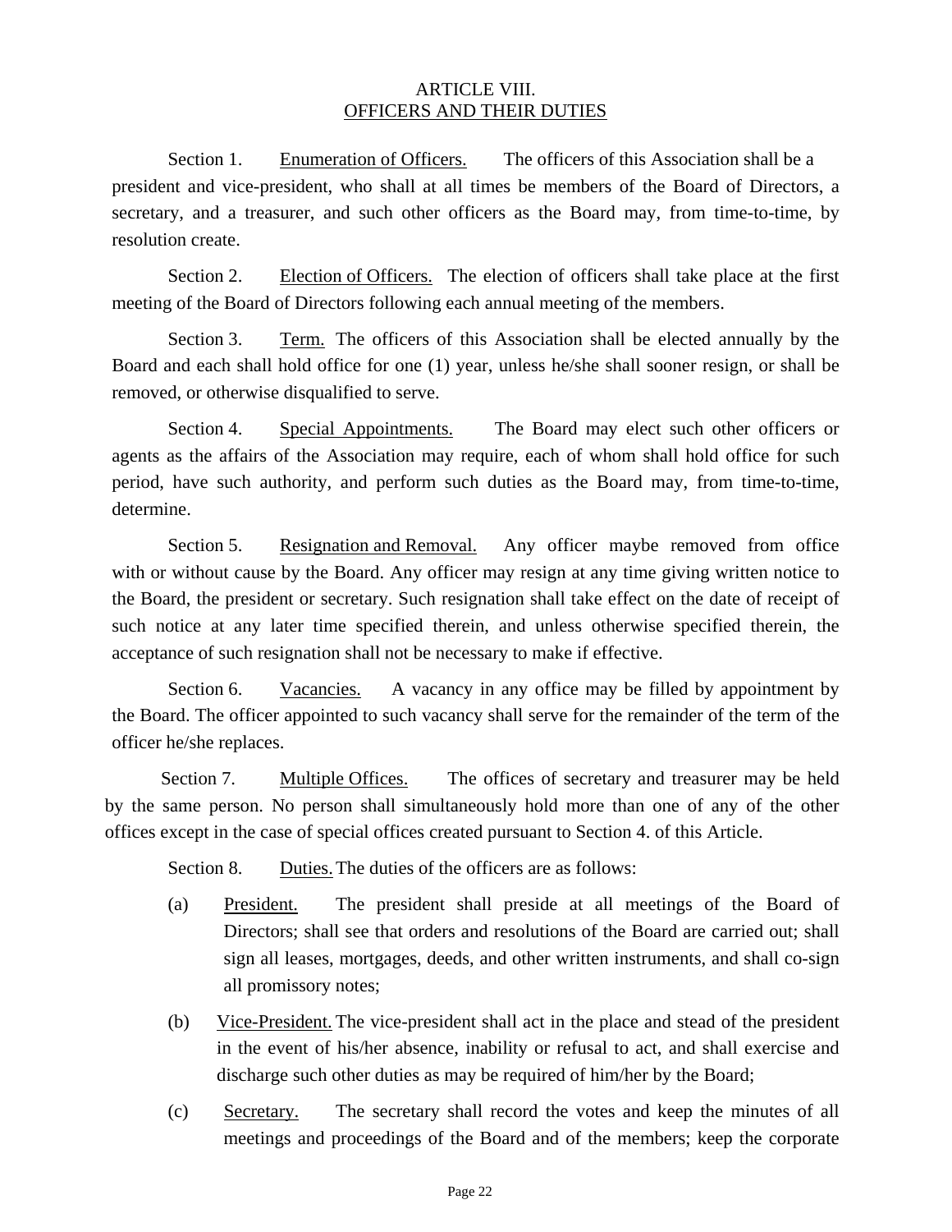# ARTICLE VIII.
## OFFICERS AND THEIR DUTIES

Section 1. Enumeration of Officers. The officers of this Association shall be a president and vice-president, who shall at all times be members of the Board of Directors, a secretary, and a treasurer, and such other officers as the Board may, from time-to-time, by resolution create.

Section 2. Election of Officers. The election of officers shall take place at the first meeting of the Board of Directors following each annual meeting of the members.

Section 3. Term. The officers of this Association shall be elected annually by the Board and each shall hold office for one (1) year, unless he/she shall sooner resign, or shall be removed, or otherwise disqualified to serve.

Section 4. Special Appointments. The Board may elect such other officers or agents as the affairs of the Association may require, each of whom shall hold office for such period, have such authority, and perform such duties as the Board may, from time-to-time, determine.

Section 5. Resignation and Removal. Any officer maybe removed from office with or without cause by the Board. Any officer may resign at any time giving written notice to the Board, the president or secretary. Such resignation shall take effect on the date of receipt of such notice at any later time specified therein, and unless otherwise specified therein, the acceptance of such resignation shall not be necessary to make if effective.

Section 6. Vacancies. A vacancy in any office may be filled by appointment by the Board. The officer appointed to such vacancy shall serve for the remainder of the term of the officer he/she replaces.

Section 7. Multiple Offices. The offices of secretary and treasurer may be held by the same person. No person shall simultaneously hold more than one of any of the other offices except in the case of special offices created pursuant to Section 4. of this Article.

Section 8. Duties. The duties of the officers are as follows:

(a) President. The president shall preside at all meetings of the Board of Directors; shall see that orders and resolutions of the Board are carried out; shall sign all leases, mortgages, deeds, and other written instruments, and shall co-sign all promissory notes;

(b) Vice-President. The vice-president shall act in the place and stead of the president in the event of his/her absence, inability or refusal to act, and shall exercise and discharge such other duties as may be required of him/her by the Board;

(c) Secretary. The secretary shall record the votes and keep the minutes of all meetings and proceedings of the Board and of the members; keep the corporate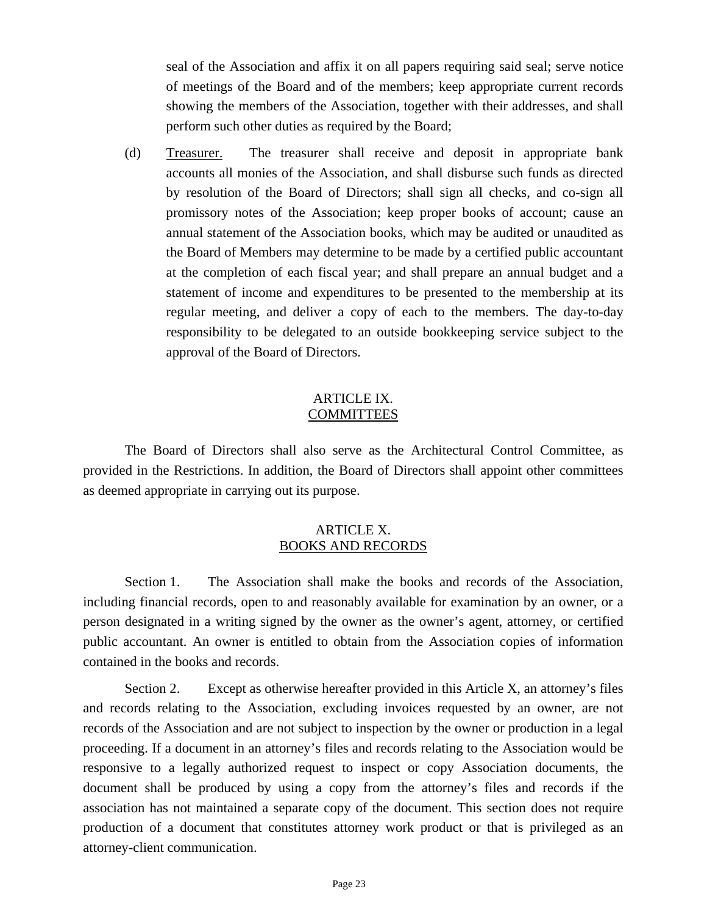seal of the Association and affix it on all papers requiring said seal; serve notice of meetings of the Board and of the members; keep appropriate current records showing the members of the Association, together with their addresses, and shall perform such other duties as required by the Board;

(d) Treasurer. The treasurer shall receive and deposit in appropriate bank accounts all monies of the Association, and shall disburse such funds as directed by resolution of the Board of Directors; shall sign all checks, and co-sign all promissory notes of the Association; keep proper books of account; cause an annual statement of the Association books, which may be audited or unaudited as the Board of Members may determine to be made by a certified public accountant at the completion of each fiscal year; and shall prepare an annual budget and a statement of income and expenditures to be presented to the membership at its regular meeting, and deliver a copy of each to the members. The day-to-day responsibility to be delegated to an outside bookkeeping service subject to the approval of the Board of Directors.

## ARTICLE IX.
## COMMITTEES

The Board of Directors shall also serve as the Architectural Control Committee, as provided in the Restrictions. In addition, the Board of Directors shall appoint other committees as deemed appropriate in carrying out its purpose.

## ARTICLE X.
## BOOKS AND RECORDS

Section 1. The Association shall make the books and records of the Association, including financial records, open to and reasonably available for examination by an owner, or a person designated in a writing signed by the owner as the owner's agent, attorney, or certified public accountant. An owner is entitled to obtain from the Association copies of information contained in the books and records.

Section 2. Except as otherwise hereafter provided in this Article X, an attorney's files and records relating to the Association, excluding invoices requested by an owner, are not records of the Association and are not subject to inspection by the owner or production in a legal proceeding. If a document in an attorney's files and records relating to the Association would be responsive to a legally authorized request to inspect or copy Association documents, the document shall be produced by using a copy from the attorney's files and records if the association has not maintained a separate copy of the document. This section does not require production of a document that constitutes attorney work product or that is privileged as an attorney-client communication.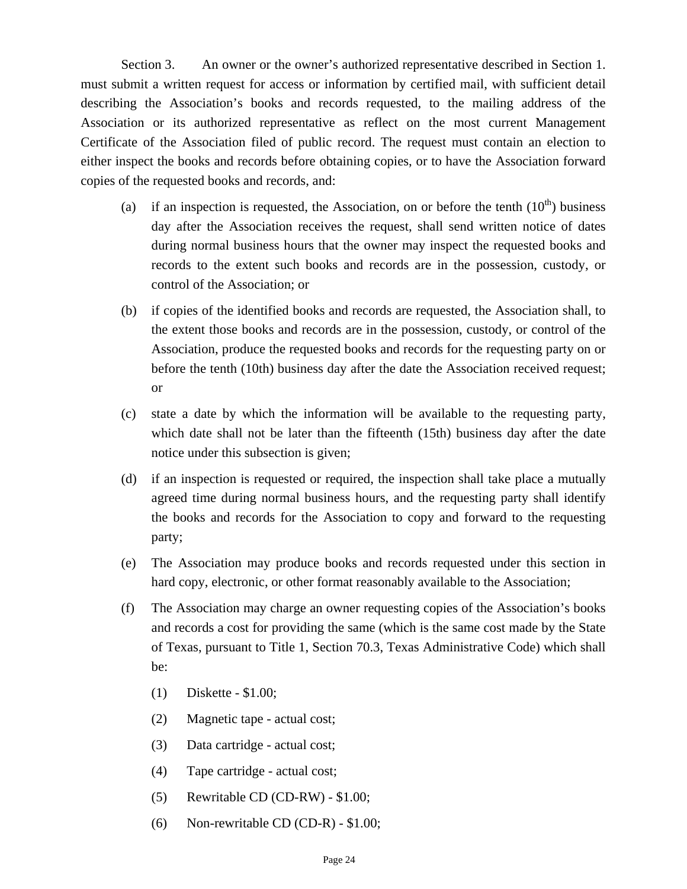Section 3. An owner or the owner's authorized representative described in Section 1. must submit a written request for access or information by certified mail, with sufficient detail describing the Association's books and records requested, to the mailing address of the Association or its authorized representative as reflect on the most current Management Certificate of the Association filed of public record. The request must contain an election to either inspect the books and records before obtaining copies, or to have the Association forward copies of the requested books and records, and:

(a) if an inspection is requested, the Association, on or before the tenth (10th) business day after the Association receives the request, shall send written notice of dates during normal business hours that the owner may inspect the requested books and records to the extent such books and records are in the possession, custody, or control of the Association; or

(b) if copies of the identified books and records are requested, the Association shall, to the extent those books and records are in the possession, custody, or control of the Association, produce the requested books and records for the requesting party on or before the tenth (10th) business day after the date the Association received request; or

(c) state a date by which the information will be available to the requesting party, which date shall not be later than the fifteenth (15th) business day after the date notice under this subsection is given;

(d) if an inspection is requested or required, the inspection shall take place a mutually agreed time during normal business hours, and the requesting party shall identify the books and records for the Association to copy and forward to the requesting party;

(e) The Association may produce books and records requested under this section in hard copy, electronic, or other format reasonably available to the Association;

(f) The Association may charge an owner requesting copies of the Association's books and records a cost for providing the same (which is the same cost made by the State of Texas, pursuant to Title 1, Section 70.3, Texas Administrative Code) which shall be:

(1) Diskette - $1.00;

(2) Magnetic tape - actual cost;

(3) Data cartridge - actual cost;

(4) Tape cartridge - actual cost;

(5) Rewritable CD (CD-RW) - $1.00;

(6) Non-rewritable CD (CD-R) - $1.00;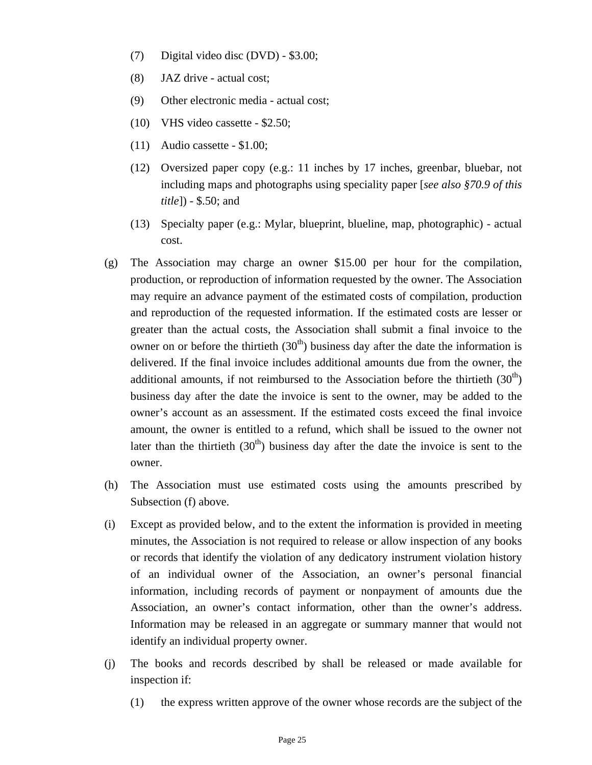(7) Digital video disc (DVD) - $3.00;

(8) JAZ drive - actual cost;

(9) Other electronic media - actual cost;

(10) VHS video cassette - $2.50;

(11) Audio cassette - $1.00;

(12) Oversized paper copy (e.g.: 11 inches by 17 inches, greenbar, bluebar, not including maps and photographs using speciality paper [*see also §70.9 of this title*]) - $.50; and

(13) Specialty paper (e.g.: Mylar, blueprint, blueline, map, photographic) - actual cost.

(g) The Association may charge an owner $15.00 per hour for the compilation, production, or reproduction of information requested by the owner. The Association may require an advance payment of the estimated costs of compilation, production and reproduction of the requested information. If the estimated costs are lesser or greater than the actual costs, the Association shall submit a final invoice to the owner on or before the thirtieth (30th) business day after the date the information is delivered. If the final invoice includes additional amounts due from the owner, the additional amounts, if not reimbursed to the Association before the thirtieth (30th) business day after the date the invoice is sent to the owner, may be added to the owner's account as an assessment. If the estimated costs exceed the final invoice amount, the owner is entitled to a refund, which shall be issued to the owner not later than the thirtieth (30th) business day after the date the invoice is sent to the owner.

(h) The Association must use estimated costs using the amounts prescribed by Subsection (f) above.

(i) Except as provided below, and to the extent the information is provided in meeting minutes, the Association is not required to release or allow inspection of any books or records that identify the violation of any dedicatory instrument violation history of an individual owner of the Association, an owner's personal financial information, including records of payment or nonpayment of amounts due the Association, an owner's contact information, other than the owner's address. Information may be released in an aggregate or summary manner that would not identify an individual property owner.

(j) The books and records described by shall be released or made available for inspection if:

(1) the express written approve of the owner whose records are the subject of the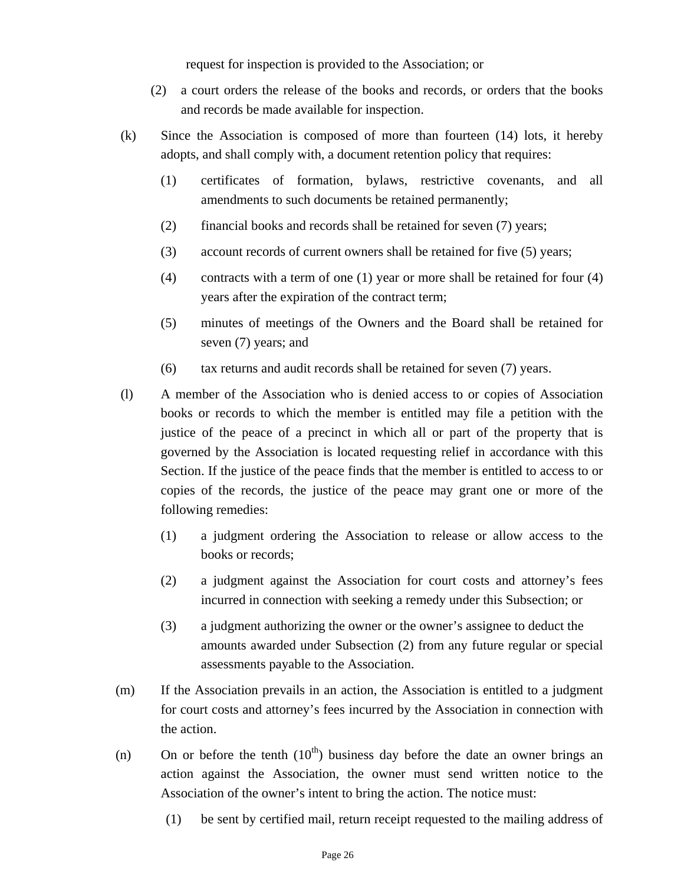request for inspection is provided to the Association; or

(2) a court orders the release of the books and records, or orders that the books and records be made available for inspection.

(k) Since the Association is composed of more than fourteen (14) lots, it hereby adopts, and shall comply with, a document retention policy that requires:

(1) certificates of formation, bylaws, restrictive covenants, and all amendments to such documents be retained permanently;

(2) financial books and records shall be retained for seven (7) years;

(3) account records of current owners shall be retained for five (5) years;

(4) contracts with a term of one (1) year or more shall be retained for four (4) years after the expiration of the contract term;

(5) minutes of meetings of the Owners and the Board shall be retained for seven (7) years; and

(6) tax returns and audit records shall be retained for seven (7) years.

(l) A member of the Association who is denied access to or copies of Association books or records to which the member is entitled may file a petition with the justice of the peace of a precinct in which all or part of the property that is governed by the Association is located requesting relief in accordance with this Section. If the justice of the peace finds that the member is entitled to access to or copies of the records, the justice of the peace may grant one or more of the following remedies:

(1) a judgment ordering the Association to release or allow access to the books or records;

(2) a judgment against the Association for court costs and attorney's fees incurred in connection with seeking a remedy under this Subsection; or

(3) a judgment authorizing the owner or the owner's assignee to deduct the amounts awarded under Subsection (2) from any future regular or special assessments payable to the Association.

(m) If the Association prevails in an action, the Association is entitled to a judgment for court costs and attorney's fees incurred by the Association in connection with the action.

(n) On or before the tenth (10th) business day before the date an owner brings an action against the Association, the owner must send written notice to the Association of the owner's intent to bring the action. The notice must:

(1) be sent by certified mail, return receipt requested to the mailing address of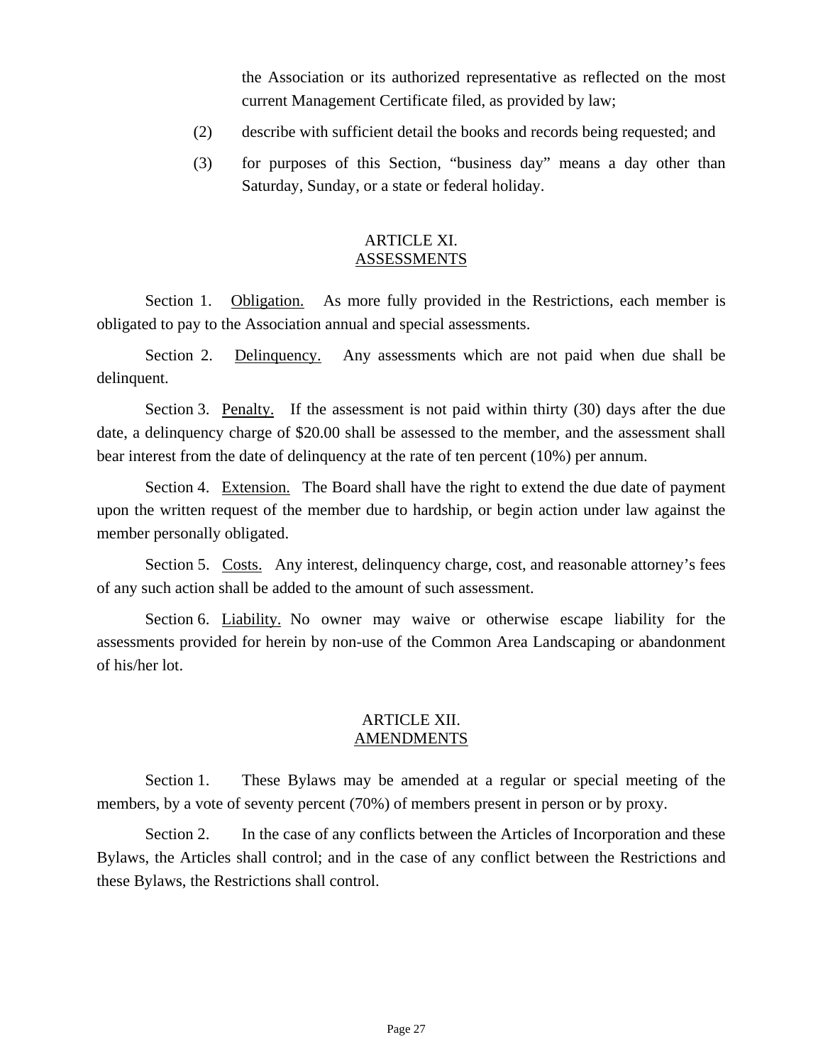the Association or its authorized representative as reflected on the most current Management Certificate filed, as provided by law;

(2) describe with sufficient detail the books and records being requested; and

(3) for purposes of this Section, "business day" means a day other than Saturday, Sunday, or a state or federal holiday.

## ARTICLE XI.
## ASSESSMENTS

Section 1. Obligation. As more fully provided in the Restrictions, each member is obligated to pay to the Association annual and special assessments.

Section 2. Delinquency. Any assessments which are not paid when due shall be delinquent.

Section 3. Penalty. If the assessment is not paid within thirty (30) days after the due date, a delinquency charge of $20.00 shall be assessed to the member, and the assessment shall bear interest from the date of delinquency at the rate of ten percent (10%) per annum.

Section 4. Extension. The Board shall have the right to extend the due date of payment upon the written request of the member due to hardship, or begin action under law against the member personally obligated.

Section 5. Costs. Any interest, delinquency charge, cost, and reasonable attorney's fees of any such action shall be added to the amount of such assessment.

Section 6. Liability. No owner may waive or otherwise escape liability for the assessments provided for herein by non-use of the Common Area Landscaping or abandonment of his/her lot.

## ARTICLE XII.
## AMENDMENTS

Section 1. These Bylaws may be amended at a regular or special meeting of the members, by a vote of seventy percent (70%) of members present in person or by proxy.

Section 2. In the case of any conflicts between the Articles of Incorporation and these Bylaws, the Articles shall control; and in the case of any conflict between the Restrictions and these Bylaws, the Restrictions shall control.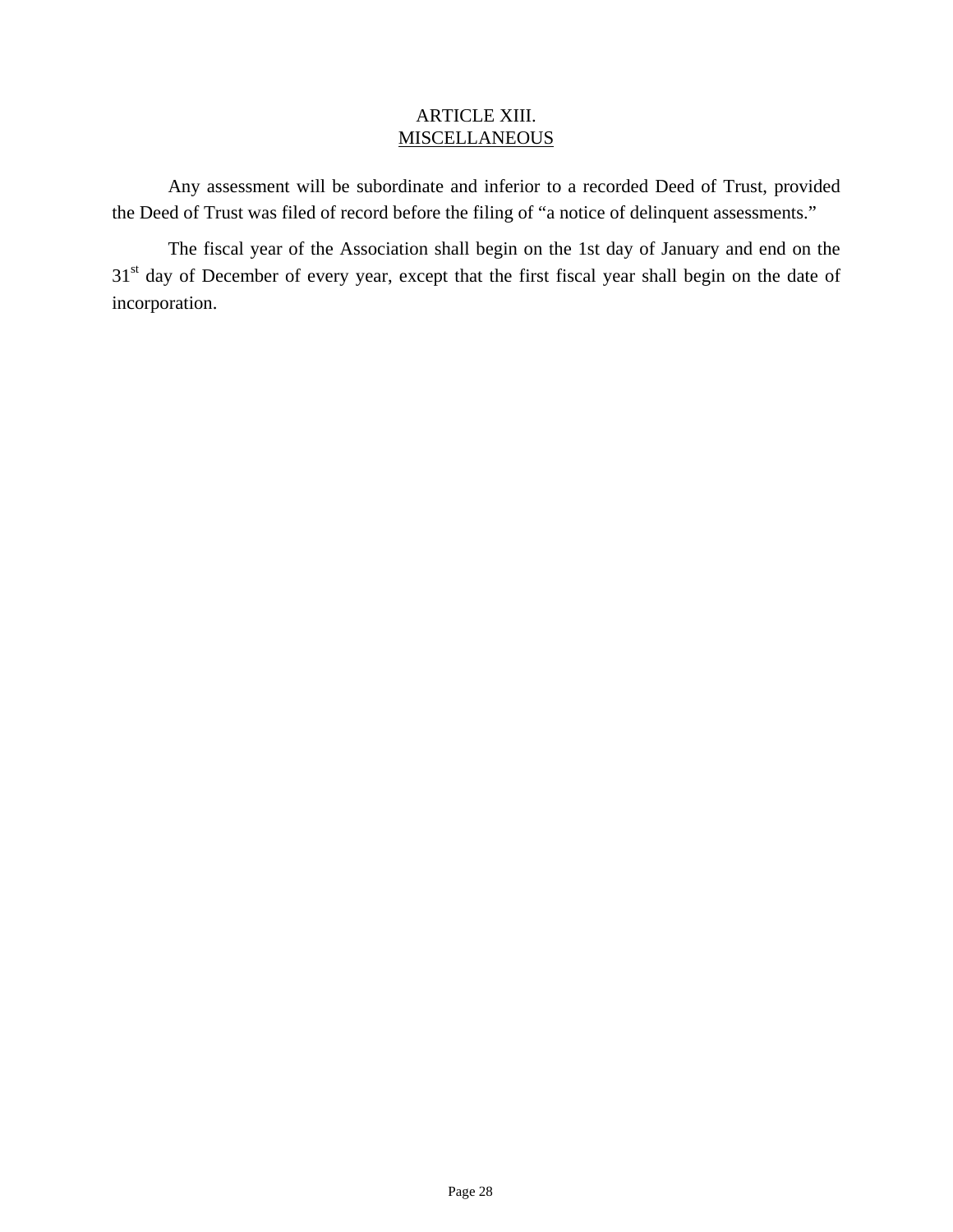## ARTICLE XIII.
## MISCELLANEOUS

Any assessment will be subordinate and inferior to a recorded Deed of Trust, provided the Deed of Trust was filed of record before the filing of "a notice of delinquent assessments."

The fiscal year of the Association shall begin on the 1st day of January and end on the 31st day of December of every year, except that the first fiscal year shall begin on the date of incorporation.